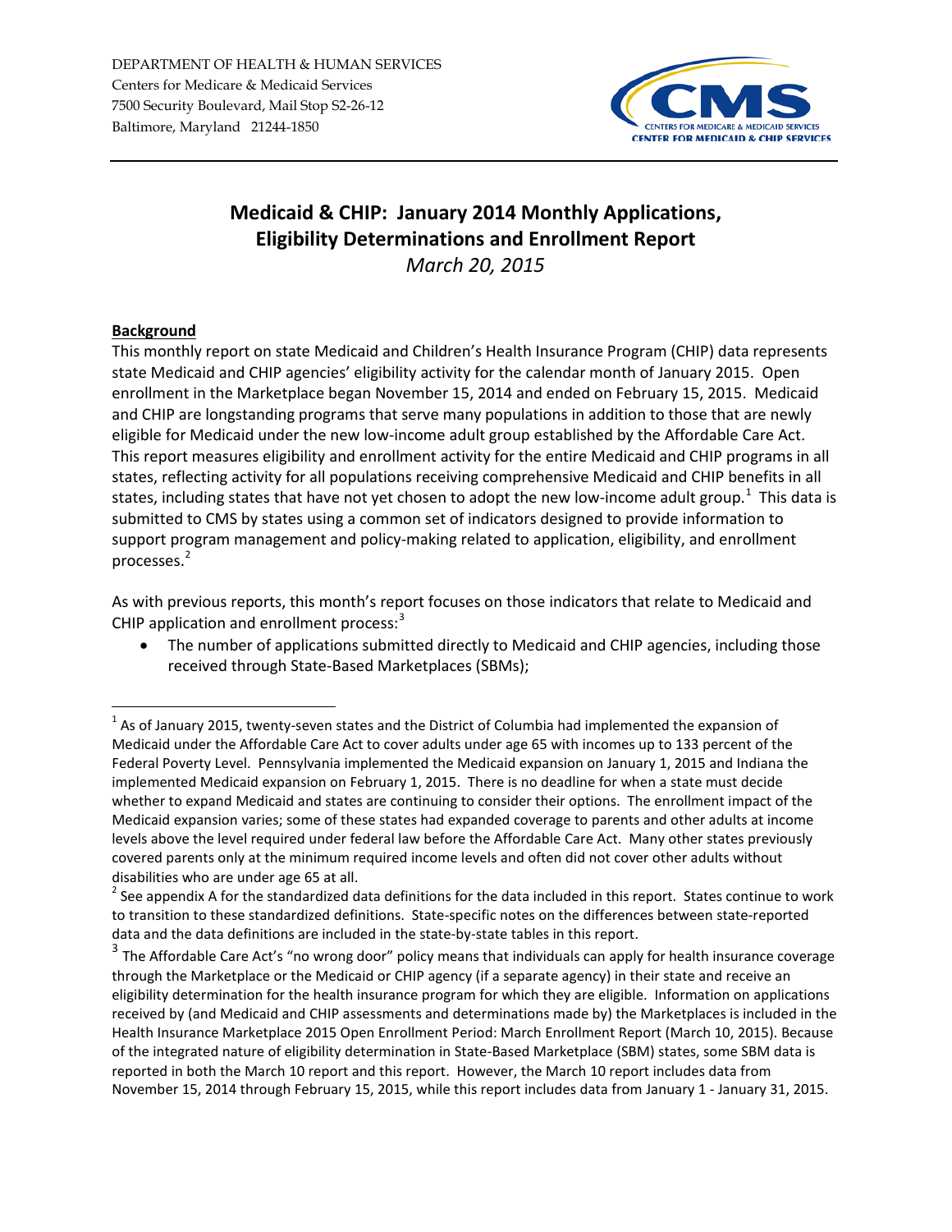DEPARTMENT OF HEALTH & HUMAN SERVICES
Centers for Medicare & Medicaid Services
7500 Security Boulevard, Mail Stop S2-26-12
Baltimore, Maryland 21244-1850

CMS
CENTERS FOR MEDICARE & MEDICAID SERVICES
CENTER FOR MEDICAID & CHIP SERVICES

# Medicaid & CHIP: January 2014 Monthly Applications, Eligibility Determinations and Enrollment Report

*March 20, 2015*

## Background

This monthly report on state Medicaid and Children's Health Insurance Program (CHIP) data represents state Medicaid and CHIP agencies' eligibility activity for the calendar month of January 2015. Open enrollment in the Marketplace began November 15, 2014 and ended on February 15, 2015. Medicaid and CHIP are longstanding programs that serve many populations in addition to those that are newly eligible for Medicaid under the new low-income adult group established by the Affordable Care Act. This report measures eligibility and enrollment activity for the entire Medicaid and CHIP programs in all states, reflecting activity for all populations receiving comprehensive Medicaid and CHIP benefits in all states, including states that have not yet chosen to adopt the new low-income adult group.[1] This data is submitted to CMS by states using a common set of indicators designed to provide information to support program management and policy-making related to application, eligibility, and enrollment processes.[2]

As with previous reports, this month's report focuses on those indicators that relate to Medicaid and CHIP application and enrollment process:[3]

- The number of applications submitted directly to Medicaid and CHIP agencies, including those received through State-Based Marketplaces (SBMs);

---

[1] As of January 2015, twenty-seven states and the District of Columbia had implemented the expansion of Medicaid under the Affordable Care Act to cover adults under age 65 with incomes up to 133 percent of the Federal Poverty Level. Pennsylvania implemented the Medicaid expansion on January 1, 2015 and Indiana the implemented Medicaid expansion on February 1, 2015. There is no deadline for when a state must decide whether to expand Medicaid and states are continuing to consider their options. The enrollment impact of the Medicaid expansion varies; some of these states had expanded coverage to parents and other adults at income levels above the level required under federal law before the Affordable Care Act. Many other states previously covered parents only at the minimum required income levels and often did not cover other adults without disabilities who are under age 65 at all.

[2] See appendix A for the standardized data definitions for the data included in this report. States continue to work to transition to these standardized definitions. State-specific notes on the differences between state-reported data and the data definitions are included in the state-by-state tables in this report.

[3] The Affordable Care Act's "no wrong door" policy means that individuals can apply for health insurance coverage through the Marketplace or the Medicaid or CHIP agency (if a separate agency) in their state and receive an eligibility determination for the health insurance program for which they are eligible. Information on applications received by (and Medicaid and CHIP assessments and determinations made by) the Marketplaces is included in the Health Insurance Marketplace 2015 Open Enrollment Period: March Enrollment Report (March 10, 2015). Because of the integrated nature of eligibility determination in State-Based Marketplace (SBM) states, some SBM data is reported in both the March 10 report and this report. However, the March 10 report includes data from November 15, 2014 through February 15, 2015, while this report includes data from January 1 - January 31, 2015.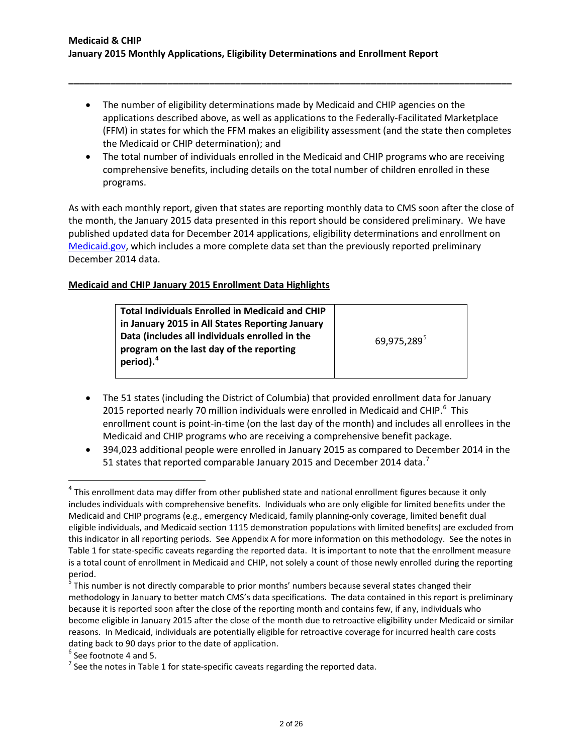- The number of eligibility determinations made by Medicaid and CHIP agencies on the applications described above, as well as applications to the Federally-Facilitated Marketplace (FFM) in states for which the FFM makes an eligibility assessment (and the state then completes the Medicaid or CHIP determination); and
- The total number of individuals enrolled in the Medicaid and CHIP programs who are receiving comprehensive benefits, including details on the total number of children enrolled in these programs.

As with each monthly report, given that states are reporting monthly data to CMS soon after the close of the month, the January 2015 data presented in this report should be considered preliminary. We have published updated data for December 2014 applications, eligibility determinations and enrollment on Medicaid.gov, which includes a more complete data set than the previously reported preliminary December 2014 data.

**Medicaid and CHIP January 2015 Enrollment Data Highlights**

| **Total Individuals Enrolled in Medicaid and CHIP in January 2015 in All States Reporting January Data (includes all individuals enrolled in the program on the last day of the reporting period).**[4] | 69,975,289[5] |
|---|---|

- The 51 states (including the District of Columbia) that provided enrollment data for January 2015 reported nearly 70 million individuals were enrolled in Medicaid and CHIP.[6] This enrollment count is point-in-time (on the last day of the month) and includes all enrollees in the Medicaid and CHIP programs who are receiving a comprehensive benefit package.
- 394,023 additional people were enrolled in January 2015 as compared to December 2014 in the 51 states that reported comparable January 2015 and December 2014 data.[7]

---

[4] This enrollment data may differ from other published state and national enrollment figures because it only includes individuals with comprehensive benefits. Individuals who are only eligible for limited benefits under the Medicaid and CHIP programs (e.g., emergency Medicaid, family planning-only coverage, limited benefit dual eligible individuals, and Medicaid section 1115 demonstration populations with limited benefits) are excluded from this indicator in all reporting periods. See Appendix A for more information on this methodology. See the notes in Table 1 for state-specific caveats regarding the reported data. It is important to note that the enrollment measure is a total count of enrollment in Medicaid and CHIP, not solely a count of those newly enrolled during the reporting period.

[5] This number is not directly comparable to prior months' numbers because several states changed their methodology in January to better match CMS's data specifications. The data contained in this report is preliminary because it is reported soon after the close of the reporting month and contains few, if any, individuals who become eligible in January 2015 after the close of the month due to retroactive eligibility under Medicaid or similar reasons. In Medicaid, individuals are potentially eligible for retroactive coverage for incurred health care costs dating back to 90 days prior to the date of application.

[6] See footnote 4 and 5.

[7] See the notes in Table 1 for state-specific caveats regarding the reported data.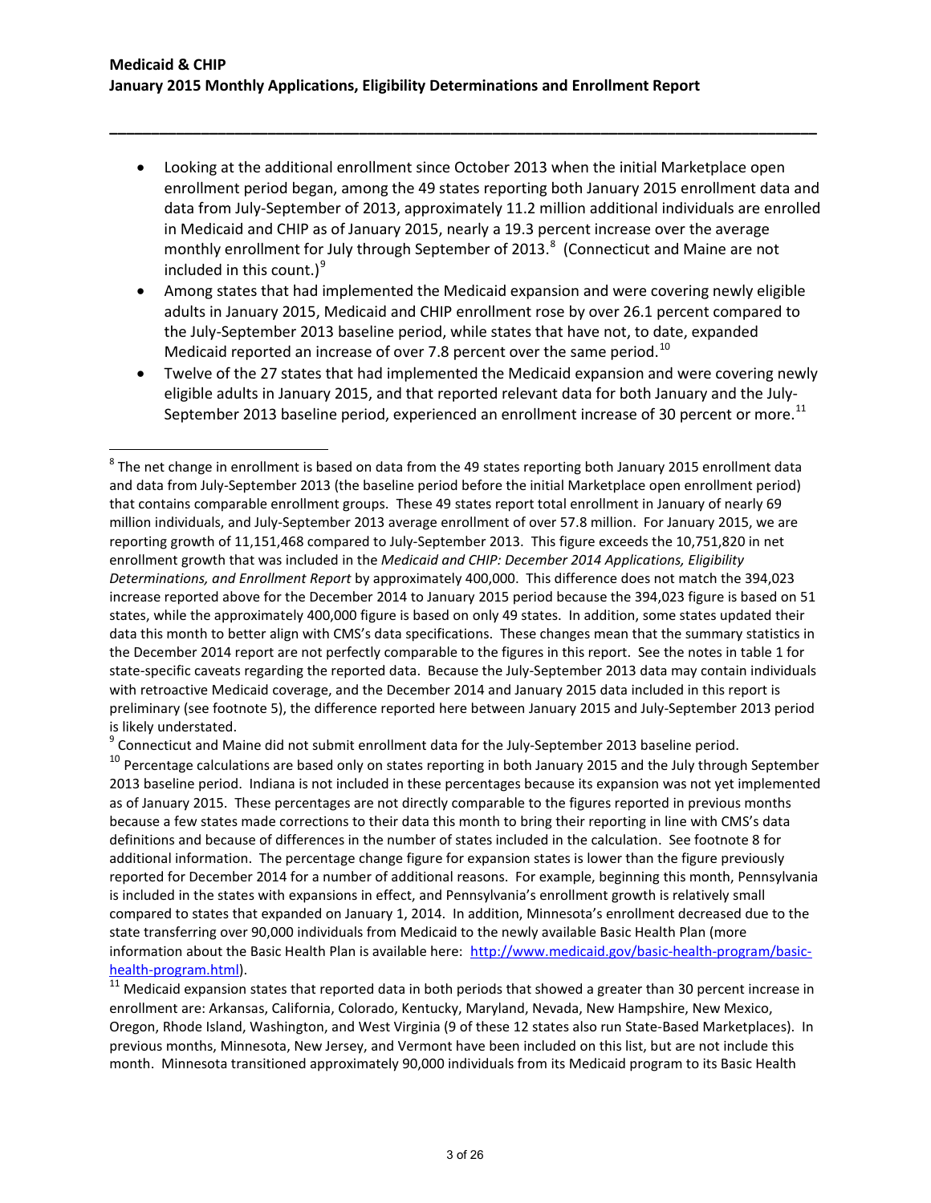- Looking at the additional enrollment since October 2013 when the initial Marketplace open enrollment period began, among the 49 states reporting both January 2015 enrollment data and data from July-September of 2013, approximately 11.2 million additional individuals are enrolled in Medicaid and CHIP as of January 2015, nearly a 19.3 percent increase over the average monthly enrollment for July through September of 2013.[8] (Connecticut and Maine are not included in this count.)[9]
- Among states that had implemented the Medicaid expansion and were covering newly eligible adults in January 2015, Medicaid and CHIP enrollment rose by over 26.1 percent compared to the July-September 2013 baseline period, while states that have not, to date, expanded Medicaid reported an increase of over 7.8 percent over the same period.[10]
- Twelve of the 27 states that had implemented the Medicaid expansion and were covering newly eligible adults in January 2015, and that reported relevant data for both January and the July-September 2013 baseline period, experienced an enrollment increase of 30 percent or more.[11]

---

[8] The net change in enrollment is based on data from the 49 states reporting both January 2015 enrollment data and data from July-September 2013 (the baseline period before the initial Marketplace open enrollment period) that contains comparable enrollment groups. These 49 states report total enrollment in January of nearly 69 million individuals, and July-September 2013 average enrollment of over 57.8 million. For January 2015, we are reporting growth of 11,151,468 compared to July-September 2013. This figure exceeds the 10,751,820 in net enrollment growth that was included in the *Medicaid and CHIP: December 2014 Applications, Eligibility Determinations, and Enrollment Report* by approximately 400,000. This difference does not match the 394,023 increase reported above for the December 2014 to January 2015 period because the 394,023 figure is based on 51 states, while the approximately 400,000 figure is based on only 49 states. In addition, some states updated their data this month to better align with CMS's data specifications. These changes mean that the summary statistics in the December 2014 report are not perfectly comparable to the figures in this report. See the notes in table 1 for state-specific caveats regarding the reported data. Because the July-September 2013 data may contain individuals with retroactive Medicaid coverage, and the December 2014 and January 2015 data included in this report is preliminary (see footnote 5), the difference reported here between January 2015 and July-September 2013 period is likely understated.

[9] Connecticut and Maine did not submit enrollment data for the July-September 2013 baseline period.

[10] Percentage calculations are based only on states reporting in both January 2015 and the July through September 2013 baseline period. Indiana is not included in these percentages because its expansion was not yet implemented as of January 2015. These percentages are not directly comparable to the figures reported in previous months because a few states made corrections to their data this month to bring their reporting in line with CMS's data definitions and because of differences in the number of states included in the calculation. See footnote 8 for additional information. The percentage change figure for expansion states is lower than the figure previously reported for December 2014 for a number of additional reasons. For example, beginning this month, Pennsylvania is included in the states with expansions in effect, and Pennsylvania's enrollment growth is relatively small compared to states that expanded on January 1, 2014. In addition, Minnesota's enrollment decreased due to the state transferring over 90,000 individuals from Medicaid to the newly available Basic Health Plan (more information about the Basic Health Plan is available here: [http://www.medicaid.gov/basic-health-program/basic-health-program.html](http://www.medicaid.gov/basic-health-program/basic-health-program.html)).

[11] Medicaid expansion states that reported data in both periods that showed a greater than 30 percent increase in enrollment are: Arkansas, California, Colorado, Kentucky, Maryland, Nevada, New Hampshire, New Mexico, Oregon, Rhode Island, Washington, and West Virginia (9 of these 12 states also run State-Based Marketplaces). In previous months, Minnesota, New Jersey, and Vermont have been included on this list, but are not include this month. Minnesota transitioned approximately 90,000 individuals from its Medicaid program to its Basic Health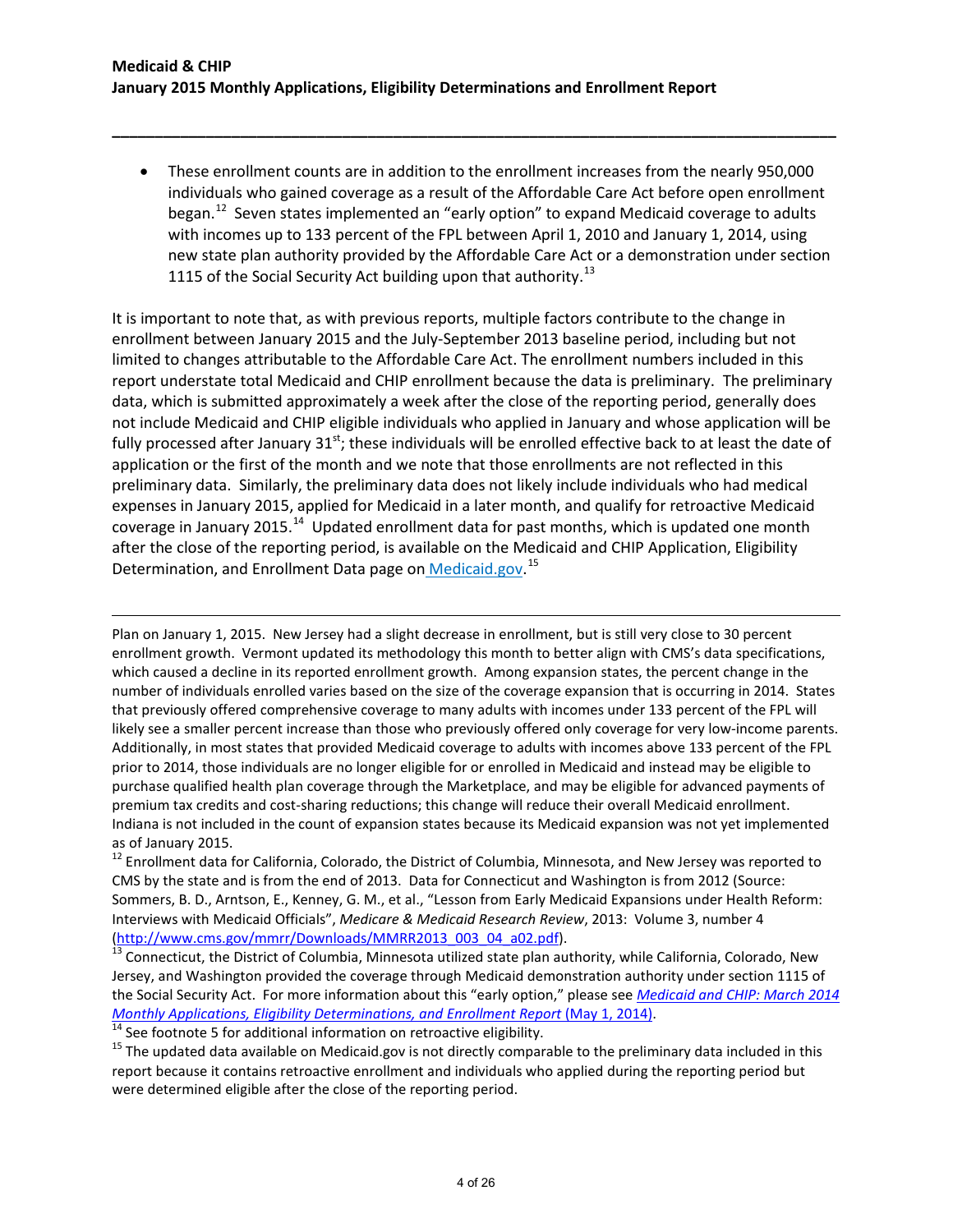- These enrollment counts are in addition to the enrollment increases from the nearly 950,000 individuals who gained coverage as a result of the Affordable Care Act before open enrollment began.[12] Seven states implemented an "early option" to expand Medicaid coverage to adults with incomes up to 133 percent of the FPL between April 1, 2010 and January 1, 2014, using new state plan authority provided by the Affordable Care Act or a demonstration under section 1115 of the Social Security Act building upon that authority.[13]

It is important to note that, as with previous reports, multiple factors contribute to the change in enrollment between January 2015 and the July-September 2013 baseline period, including but not limited to changes attributable to the Affordable Care Act. The enrollment numbers included in this report understate total Medicaid and CHIP enrollment because the data is preliminary. The preliminary data, which is submitted approximately a week after the close of the reporting period, generally does not include Medicaid and CHIP eligible individuals who applied in January and whose application will be fully processed after January 31st; these individuals will be enrolled effective back to at least the date of application or the first of the month and we note that those enrollments are not reflected in this preliminary data. Similarly, the preliminary data does not likely include individuals who had medical expenses in January 2015, applied for Medicaid in a later month, and qualify for retroactive Medicaid coverage in January 2015.[14] Updated enrollment data for past months, which is updated one month after the close of the reporting period, is available on the Medicaid and CHIP Application, Eligibility Determination, and Enrollment Data page on [Medicaid.gov](Medicaid.gov).[15]

---

Plan on January 1, 2015. New Jersey had a slight decrease in enrollment, but is still very close to 30 percent enrollment growth. Vermont updated its methodology this month to better align with CMS's data specifications, which caused a decline in its reported enrollment growth. Among expansion states, the percent change in the number of individuals enrolled varies based on the size of the coverage expansion that is occurring in 2014. States that previously offered comprehensive coverage to many adults with incomes under 133 percent of the FPL will likely see a smaller percent increase than those who previously offered only coverage for very low-income parents. Additionally, in most states that provided Medicaid coverage to adults with incomes above 133 percent of the FPL prior to 2014, those individuals are no longer eligible for or enrolled in Medicaid and instead may be eligible to purchase qualified health plan coverage through the Marketplace, and may be eligible for advanced payments of premium tax credits and cost-sharing reductions; this change will reduce their overall Medicaid enrollment. Indiana is not included in the count of expansion states because its Medicaid expansion was not yet implemented as of January 2015.

[12] Enrollment data for California, Colorado, the District of Columbia, Minnesota, and New Jersey was reported to CMS by the state and is from the end of 2013. Data for Connecticut and Washington is from 2012 (Source: Sommers, B. D., Arntson, E., Kenney, G. M., et al., "Lesson from Early Medicaid Expansions under Health Reform: Interviews with Medicaid Officials", *Medicare & Medicaid Research Review*, 2013: Volume 3, number 4 (http://www.cms.gov/mmrr/Downloads/MMRR2013_003_04_a02.pdf).

[13] Connecticut, the District of Columbia, Minnesota utilized state plan authority, while California, Colorado, New Jersey, and Washington provided the coverage through Medicaid demonstration authority under section 1115 of the Social Security Act. For more information about this "early option," please see *Medicaid and CHIP: March 2014 Monthly Applications, Eligibility Determinations, and Enrollment Report* (May 1, 2014).

[14] See footnote 5 for additional information on retroactive eligibility.

[15] The updated data available on Medicaid.gov is not directly comparable to the preliminary data included in this report because it contains retroactive enrollment and individuals who applied during the reporting period but were determined eligible after the close of the reporting period.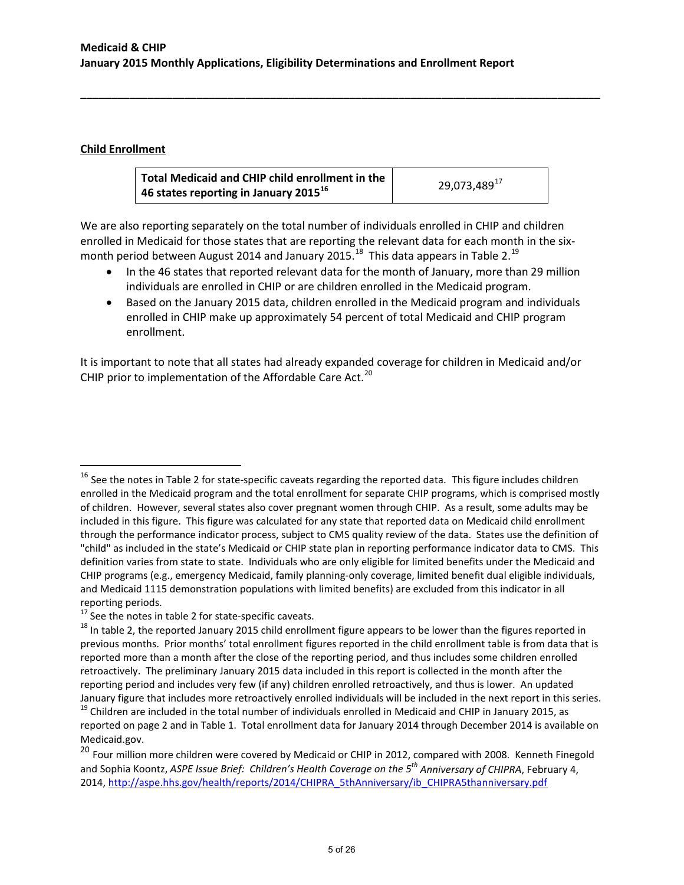## Child Enrollment

| Total Medicaid and CHIP child enrollment in the 46 states reporting in January 2015[16] | 29,073,489[17] |
|---|---|

We are also reporting separately on the total number of individuals enrolled in CHIP and children enrolled in Medicaid for those states that are reporting the relevant data for each month in the six-month period between August 2014 and January 2015.[18] This data appears in Table 2.[19]

- In the 46 states that reported relevant data for the month of January, more than 29 million individuals are enrolled in CHIP or are children enrolled in the Medicaid program.
- Based on the January 2015 data, children enrolled in the Medicaid program and individuals enrolled in CHIP make up approximately 54 percent of total Medicaid and CHIP program enrollment.

It is important to note that all states had already expanded coverage for children in Medicaid and/or CHIP prior to implementation of the Affordable Care Act.[20]

---

[16] See the notes in Table 2 for state-specific caveats regarding the reported data. This figure includes children enrolled in the Medicaid program and the total enrollment for separate CHIP programs, which is comprised mostly of children. However, several states also cover pregnant women through CHIP. As a result, some adults may be included in this figure. This figure was calculated for any state that reported data on Medicaid child enrollment through the performance indicator process, subject to CMS quality review of the data. States use the definition of "child" as included in the state's Medicaid or CHIP state plan in reporting performance indicator data to CMS. This definition varies from state to state. Individuals who are only eligible for limited benefits under the Medicaid and CHIP programs (e.g., emergency Medicaid, family planning-only coverage, limited benefit dual eligible individuals, and Medicaid 1115 demonstration populations with limited benefits) are excluded from this indicator in all reporting periods.

[17] See the notes in table 2 for state-specific caveats.

[18] In table 2, the reported January 2015 child enrollment figure appears to be lower than the figures reported in previous months. Prior months' total enrollment figures reported in the child enrollment table is from data that is reported more than a month after the close of the reporting period, and thus includes some children enrolled retroactively. The preliminary January 2015 data included in this report is collected in the month after the reporting period and includes very few (if any) children enrolled retroactively, and thus is lower. An updated January figure that includes more retroactively enrolled individuals will be included in the next report in this series.

[19] Children are included in the total number of individuals enrolled in Medicaid and CHIP in January 2015, as reported on page 2 and in Table 1. Total enrollment data for January 2014 through December 2014 is available on Medicaid.gov.

[20] Four million more children were covered by Medicaid or CHIP in 2012, compared with 2008. Kenneth Finegold and Sophia Koontz, *ASPE Issue Brief: Children's Health Coverage on the 5th Anniversary of CHIPRA*, February 4, 2014, http://aspe.hhs.gov/health/reports/2014/CHIPRA_5thAnniversary/ib_CHIPRA5thanniversary.pdf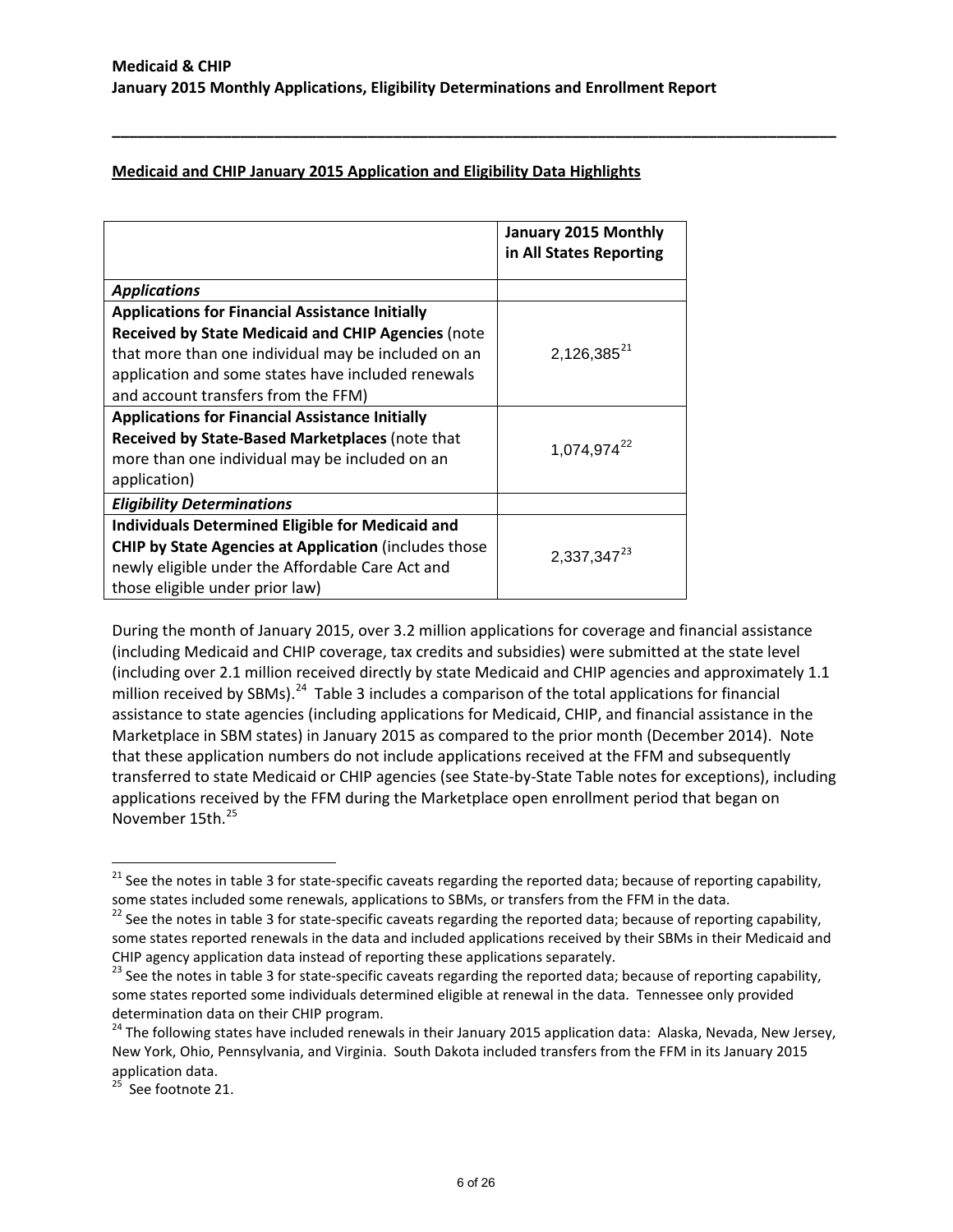## Medicaid and CHIP January 2015 Application and Eligibility Data Highlights

| | January 2015 Monthly in All States Reporting |
|---|---|
| ***Applications*** | |
| **Applications for Financial Assistance Initially Received by State Medicaid and CHIP Agencies** (note that more than one individual may be included on an application and some states have included renewals and account transfers from the FFM) | 2,126,385[21] |
| **Applications for Financial Assistance Initially Received by State-Based Marketplaces** (note that more than one individual may be included on an application) | 1,074,974[22] |
| ***Eligibility Determinations*** | |
| **Individuals Determined Eligible for Medicaid and CHIP by State Agencies at Application** (includes those newly eligible under the Affordable Care Act and those eligible under prior law) | 2,337,347[23] |

During the month of January 2015, over 3.2 million applications for coverage and financial assistance (including Medicaid and CHIP coverage, tax credits and subsidies) were submitted at the state level (including over 2.1 million received directly by state Medicaid and CHIP agencies and approximately 1.1 million received by SBMs).[24] Table 3 includes a comparison of the total applications for financial assistance to state agencies (including applications for Medicaid, CHIP, and financial assistance in the Marketplace in SBM states) in January 2015 as compared to the prior month (December 2014). Note that these application numbers do not include applications received at the FFM and subsequently transferred to state Medicaid or CHIP agencies (see State-by-State Table notes for exceptions), including applications received by the FFM during the Marketplace open enrollment period that began on November 15th.[25]

---

[21] See the notes in table 3 for state-specific caveats regarding the reported data; because of reporting capability, some states included some renewals, applications to SBMs, or transfers from the FFM in the data.

[22] See the notes in table 3 for state-specific caveats regarding the reported data; because of reporting capability, some states reported renewals in the data and included applications received by their SBMs in their Medicaid and CHIP agency application data instead of reporting these applications separately.

[23] See the notes in table 3 for state-specific caveats regarding the reported data; because of reporting capability, some states reported some individuals determined eligible at renewal in the data. Tennessee only provided determination data on their CHIP program.

[24] The following states have included renewals in their January 2015 application data: Alaska, Nevada, New Jersey, New York, Ohio, Pennsylvania, and Virginia. South Dakota included transfers from the FFM in its January 2015 application data.

[25] See footnote 21.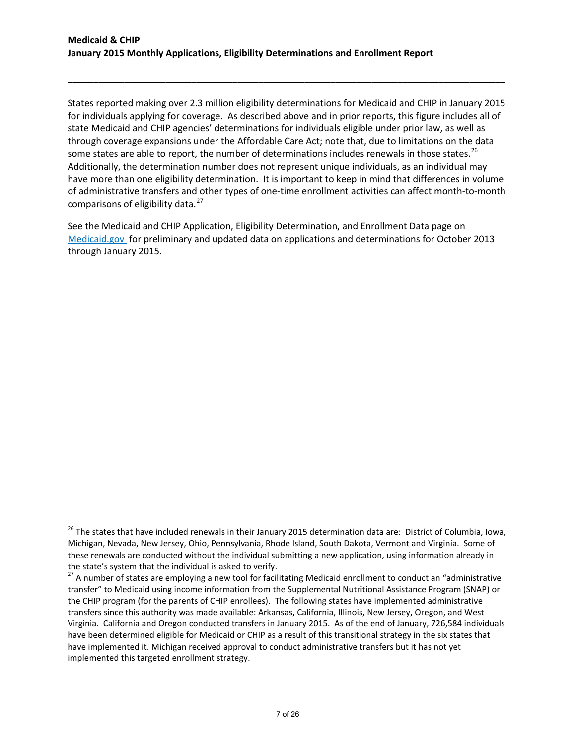States reported making over 2.3 million eligibility determinations for Medicaid and CHIP in January 2015 for individuals applying for coverage. As described above and in prior reports, this figure includes all of state Medicaid and CHIP agencies' determinations for individuals eligible under prior law, as well as through coverage expansions under the Affordable Care Act; note that, due to limitations on the data some states are able to report, the number of determinations includes renewals in those states.[26] Additionally, the determination number does not represent unique individuals, as an individual may have more than one eligibility determination. It is important to keep in mind that differences in volume of administrative transfers and other types of one-time enrollment activities can affect month-to-month comparisons of eligibility data.[27]

See the Medicaid and CHIP Application, Eligibility Determination, and Enrollment Data page on Medicaid.gov for preliminary and updated data on applications and determinations for October 2013 through January 2015.

---

[26] The states that have included renewals in their January 2015 determination data are: District of Columbia, Iowa, Michigan, Nevada, New Jersey, Ohio, Pennsylvania, Rhode Island, South Dakota, Vermont and Virginia. Some of these renewals are conducted without the individual submitting a new application, using information already in the state's system that the individual is asked to verify.

[27] A number of states are employing a new tool for facilitating Medicaid enrollment to conduct an "administrative transfer" to Medicaid using income information from the Supplemental Nutritional Assistance Program (SNAP) or the CHIP program (for the parents of CHIP enrollees). The following states have implemented administrative transfers since this authority was made available: Arkansas, California, Illinois, New Jersey, Oregon, and West Virginia. California and Oregon conducted transfers in January 2015. As of the end of January, 726,584 individuals have been determined eligible for Medicaid or CHIP as a result of this transitional strategy in the six states that have implemented it. Michigan received approval to conduct administrative transfers but it has not yet implemented this targeted enrollment strategy.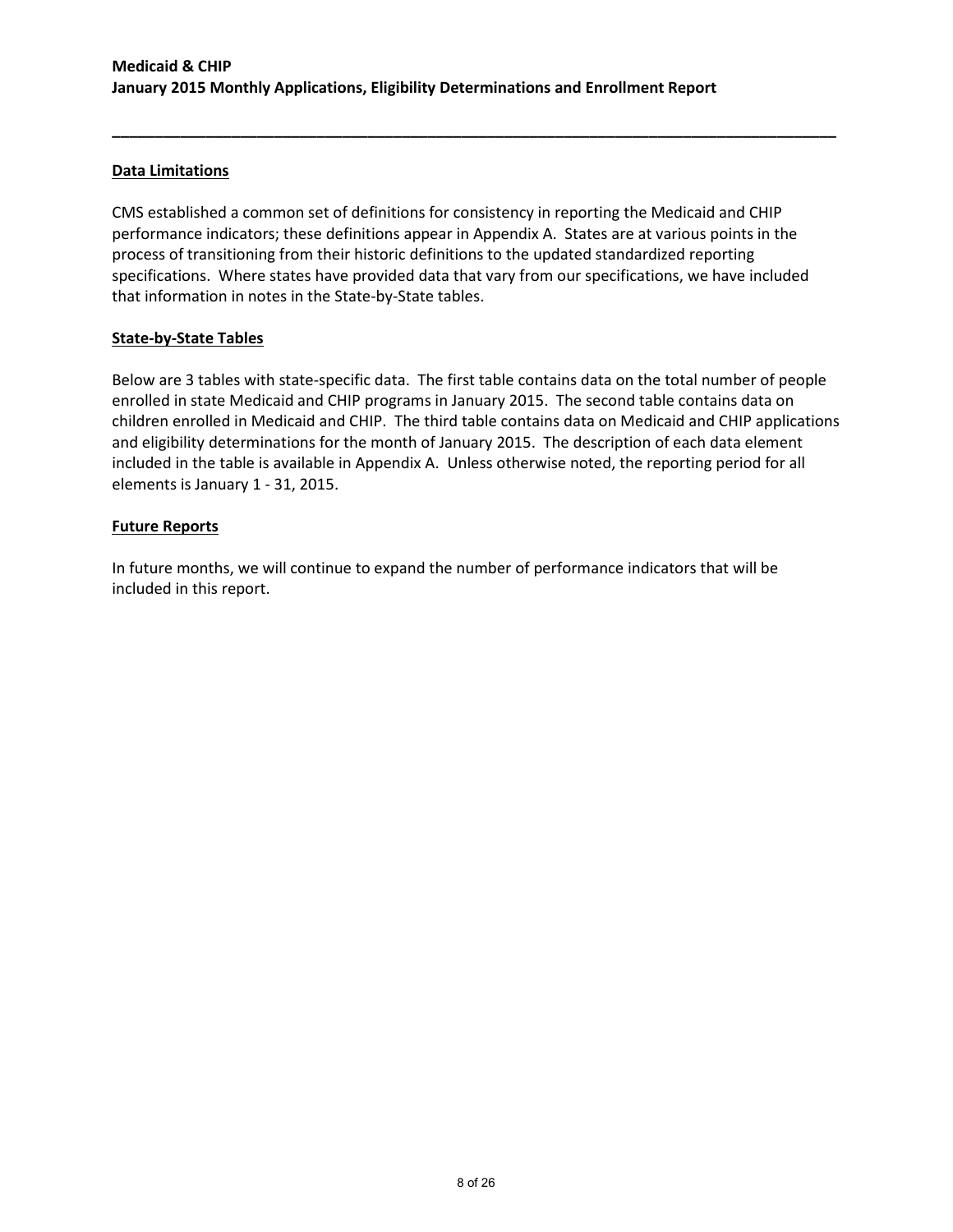## Data Limitations

CMS established a common set of definitions for consistency in reporting the Medicaid and CHIP performance indicators; these definitions appear in Appendix A. States are at various points in the process of transitioning from their historic definitions to the updated standardized reporting specifications. Where states have provided data that vary from our specifications, we have included that information in notes in the State-by-State tables.

## State-by-State Tables

Below are 3 tables with state-specific data. The first table contains data on the total number of people enrolled in state Medicaid and CHIP programs in January 2015. The second table contains data on children enrolled in Medicaid and CHIP. The third table contains data on Medicaid and CHIP applications and eligibility determinations for the month of January 2015. The description of each data element included in the table is available in Appendix A. Unless otherwise noted, the reporting period for all elements is January 1 - 31, 2015.

## Future Reports

In future months, we will continue to expand the number of performance indicators that will be included in this report.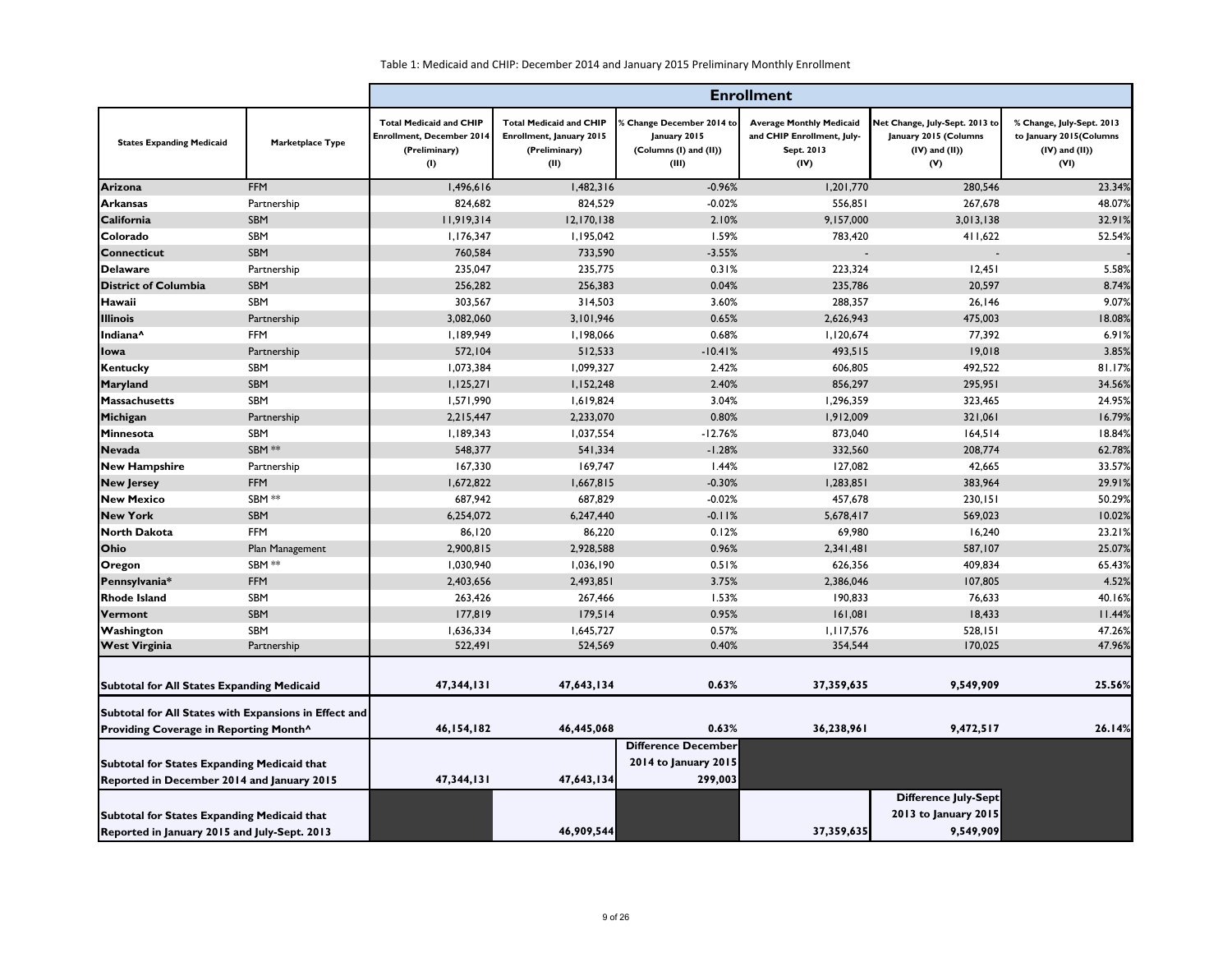Table 1: Medicaid and CHIP: December 2014 and January 2015 Preliminary Monthly Enrollment

| States Expanding Medicaid | Marketplace Type | Enrollment | | | | | |
|---|---|---|---|---|---|---|---|
| | | Total Medicaid and CHIP Enrollment, December 2014 (Preliminary) (I) | Total Medicaid and CHIP Enrollment, January 2015 (Preliminary) (II) | % Change December 2014 to January 2015 (Columns (I) and (II)) (III) | Average Monthly Medicaid and CHIP Enrollment, July-Sept. 2013 (IV) | Net Change, July-Sept. 2013 to January 2015 (Columns (IV) and (II)) (V) | % Change, July-Sept. 2013 to January 2015(Columns (IV) and (II)) (VI) |
| **Arizona** | FFM | 1,496,616 | 1,482,316 | -0.96% | 1,201,770 | 280,546 | 23.34% |
| **Arkansas** | Partnership | 824,682 | 824,529 | -0.02% | 556,851 | 267,678 | 48.07% |
| **California** | SBM | 11,919,314 | 12,170,138 | 2.10% | 9,157,000 | 3,013,138 | 32.91% |
| **Colorado** | SBM | 1,176,347 | 1,195,042 | 1.59% | 783,420 | 411,622 | 52.54% |
| **Connecticut** | SBM | 760,584 | 733,590 | -3.55% | - | - | - |
| **Delaware** | Partnership | 235,047 | 235,775 | 0.31% | 223,324 | 12,451 | 5.58% |
| **District of Columbia** | SBM | 256,282 | 256,383 | 0.04% | 235,786 | 20,597 | 8.74% |
| **Hawaii** | SBM | 303,567 | 314,503 | 3.60% | 288,357 | 26,146 | 9.07% |
| **Illinois** | Partnership | 3,082,060 | 3,101,946 | 0.65% | 2,626,943 | 475,003 | 18.08% |
| **Indiana^** | FFM | 1,189,949 | 1,198,066 | 0.68% | 1,120,674 | 77,392 | 6.91% |
| **Iowa** | Partnership | 572,104 | 512,533 | -10.41% | 493,515 | 19,018 | 3.85% |
| **Kentucky** | SBM | 1,073,384 | 1,099,327 | 2.42% | 606,805 | 492,522 | 81.17% |
| **Maryland** | SBM | 1,125,271 | 1,152,248 | 2.40% | 856,297 | 295,951 | 34.56% |
| **Massachusetts** | SBM | 1,571,990 | 1,619,824 | 3.04% | 1,296,359 | 323,465 | 24.95% |
| **Michigan** | Partnership | 2,215,447 | 2,233,070 | 0.80% | 1,912,009 | 321,061 | 16.79% |
| **Minnesota** | SBM | 1,189,343 | 1,037,554 | -12.76% | 873,040 | 164,514 | 18.84% |
| **Nevada** | SBM ** | 548,377 | 541,334 | -1.28% | 332,560 | 208,774 | 62.78% |
| **New Hampshire** | Partnership | 167,330 | 169,747 | 1.44% | 127,082 | 42,665 | 33.57% |
| **New Jersey** | FFM | 1,672,822 | 1,667,815 | -0.30% | 1,283,851 | 383,964 | 29.91% |
| **New Mexico** | SBM ** | 687,942 | 687,829 | -0.02% | 457,678 | 230,151 | 50.29% |
| **New York** | SBM | 6,254,072 | 6,247,440 | -0.11% | 5,678,417 | 569,023 | 10.02% |
| **North Dakota** | FFM | 86,120 | 86,220 | 0.12% | 69,980 | 16,240 | 23.21% |
| **Ohio** | Plan Management | 2,900,815 | 2,928,588 | 0.96% | 2,341,481 | 587,107 | 25.07% |
| **Oregon** | SBM ** | 1,030,940 | 1,036,190 | 0.51% | 626,356 | 409,834 | 65.43% |
| **Pennsylvania*** | FFM | 2,403,656 | 2,493,851 | 3.75% | 2,386,046 | 107,805 | 4.52% |
| **Rhode Island** | SBM | 263,426 | 267,466 | 1.53% | 190,833 | 76,633 | 40.16% |
| **Vermont** | SBM | 177,819 | 179,514 | 0.95% | 161,081 | 18,433 | 11.44% |
| **Washington** | SBM | 1,636,334 | 1,645,727 | 0.57% | 1,117,576 | 528,151 | 47.26% |
| **West Virginia** | Partnership | 522,491 | 524,569 | 0.40% | 354,544 | 170,025 | 47.96% |
| **Subtotal for All States Expanding Medicaid** | | **47,344,131** | **47,643,134** | **0.63%** | **37,359,635** | **9,549,909** | **25.56%** |
| **Subtotal for All States with Expansions in Effect and Providing Coverage in Reporting Month^** | | **46,154,182** | **46,445,068** | **0.63%** | **36,238,961** | **9,472,517** | **26.14%** |
| **Subtotal for States Expanding Medicaid that Reported in December 2014 and January 2015** | | **47,344,131** | **47,643,134** | **Difference December 2014 to January 2015 299,003** | | | |
| **Subtotal for States Expanding Medicaid that Reported in January 2015 and July-Sept. 2013** | | | **46,909,544** | | **37,359,635** | **Difference July-Sept 2013 to January 2015 9,549,909** | |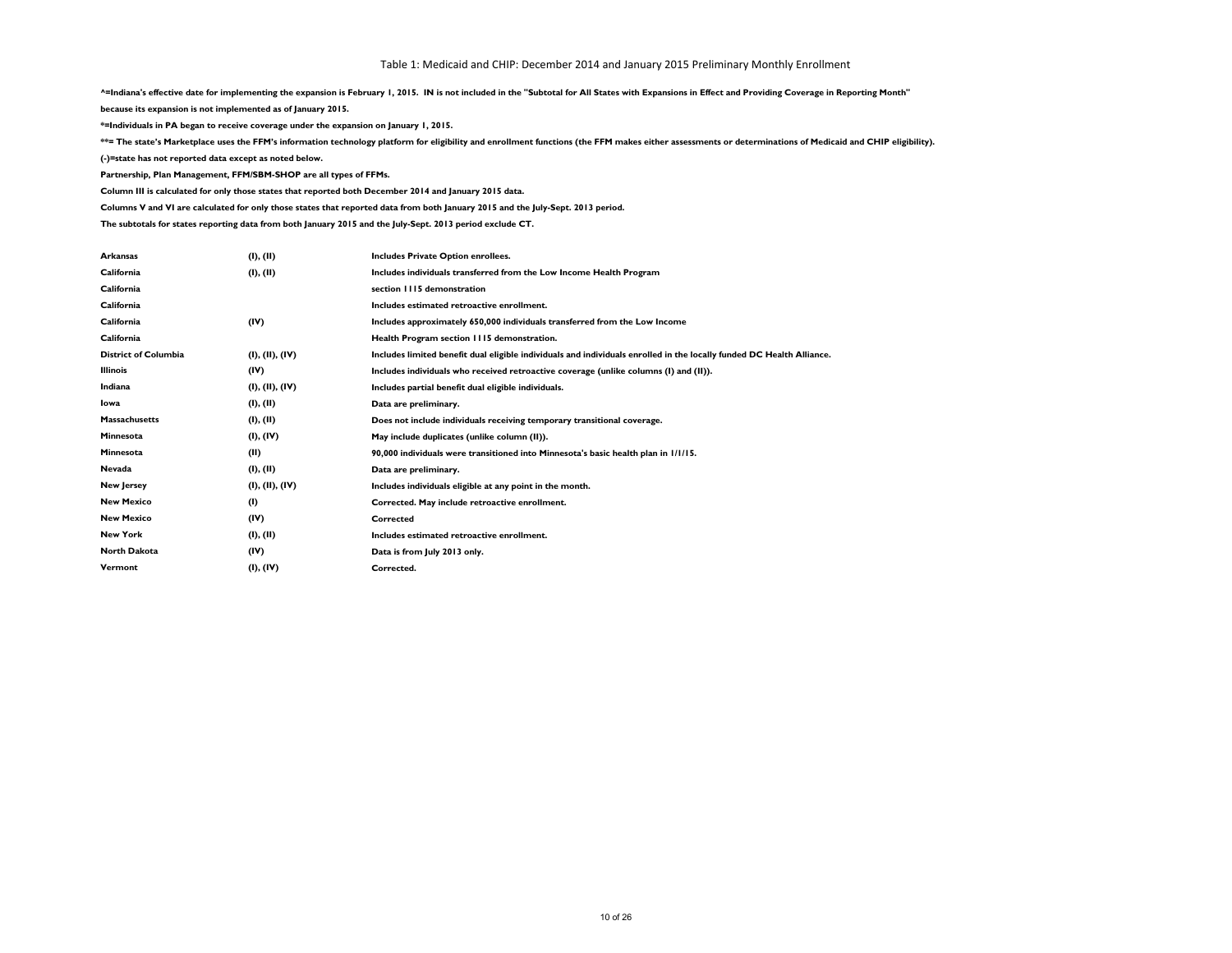# Table 1: Medicaid and CHIP: December 2014 and January 2015 Preliminary Monthly Enrollment

**^=Indiana's effective date for implementing the expansion is February 1, 2015. IN is not included in the "Subtotal for All States with Expansions in Effect and Providing Coverage in Reporting Month" because its expansion is not implemented as of January 2015.**

**\*=Individuals in PA began to receive coverage under the expansion on January 1, 2015.**

**\*\*= The state's Marketplace uses the FFM's information technology platform for eligibility and enrollment functions (the FFM makes either assessments or determinations of Medicaid and CHIP eligibility).**

**(-)=state has not reported data except as noted below.**

**Partnership, Plan Management, FFM/SBM-SHOP are all types of FFMs.**

**Column III is calculated for only those states that reported both December 2014 and January 2015 data.**

**Columns V and VI are calculated for only those states that reported data from both January 2015 and the July-Sept. 2013 period.**

**The subtotals for states reporting data from both January 2015 and the July-Sept. 2013 period exclude CT.**

| State | Column(s) | Note |
|---|---|---|
| Arkansas | (I), (II) | Includes Private Option enrollees. |
| California | (I), (II) | Includes individuals transferred from the Low Income Health Program |
| California | | section 1115 demonstration |
| California | | Includes estimated retroactive enrollment. |
| California | (IV) | Includes approximately 650,000 individuals transferred from the Low Income |
| California | | Health Program section 1115 demonstration. |
| District of Columbia | (I), (II), (IV) | Includes limited benefit dual eligible individuals and individuals enrolled in the locally funded DC Health Alliance. |
| Illinois | (IV) | Includes individuals who received retroactive coverage (unlike columns (I) and (II)). |
| Indiana | (I), (II), (IV) | Includes partial benefit dual eligible individuals. |
| Iowa | (I), (II) | Data are preliminary. |
| Massachusetts | (I), (II) | Does not include individuals receiving temporary transitional coverage. |
| Minnesota | (I), (IV) | May include duplicates (unlike column (II)). |
| Minnesota | (II) | 90,000 individuals were transitioned into Minnesota's basic health plan in 1/1/15. |
| Nevada | (I), (II) | Data are preliminary. |
| New Jersey | (I), (II), (IV) | Includes individuals eligible at any point in the month. |
| New Mexico | (I) | Corrected. May include retroactive enrollment. |
| New Mexico | (IV) | Corrected |
| New York | (I), (II) | Includes estimated retroactive enrollment. |
| North Dakota | (IV) | Data is from July 2013 only. |
| Vermont | (I), (IV) | Corrected. |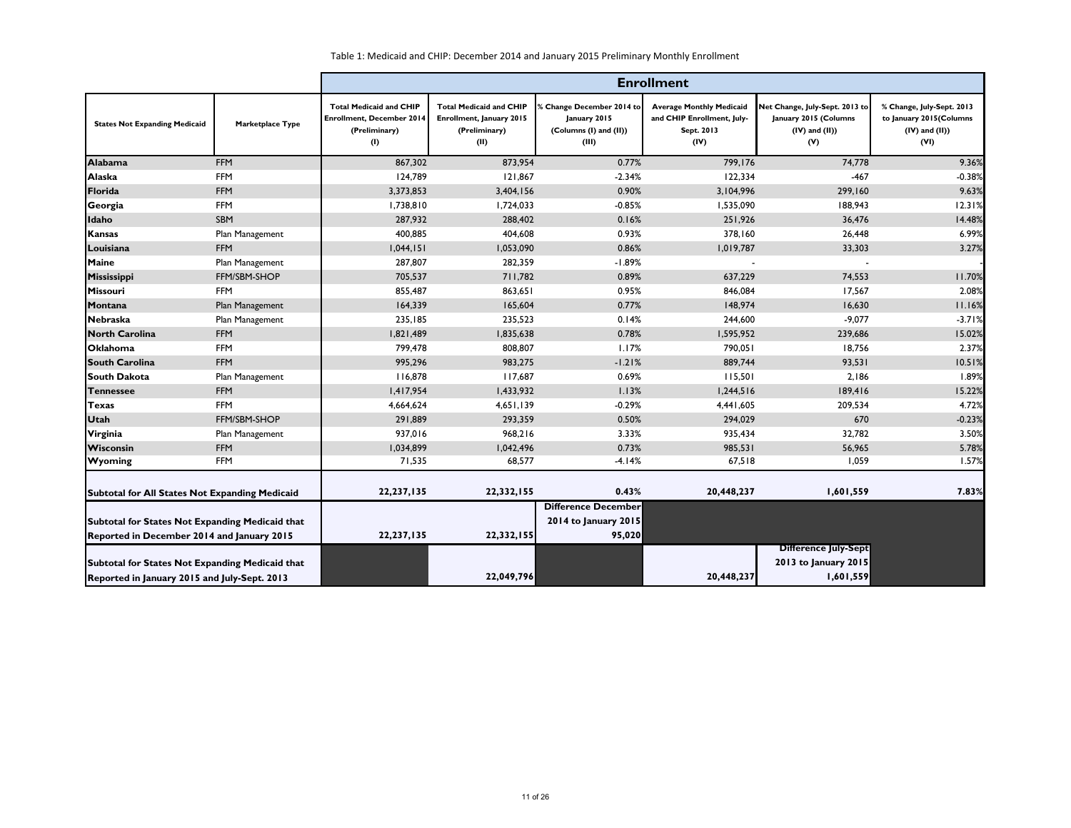Table 1: Medicaid and CHIP: December 2014 and January 2015 Preliminary Monthly Enrollment

| | | Enrollment | | | | | |
|---|---|---|---|---|---|---|---|
| States Not Expanding Medicaid | Marketplace Type | Total Medicaid and CHIP Enrollment, December 2014 (Preliminary) (I) | Total Medicaid and CHIP Enrollment, January 2015 (Preliminary) (II) | % Change December 2014 to January 2015 (Columns (I) and (II)) (III) | Average Monthly Medicaid and CHIP Enrollment, July-Sept. 2013 (IV) | Net Change, July-Sept. 2013 to January 2015 (Columns (IV) and (II)) (V) | % Change, July-Sept. 2013 to January 2015(Columns (IV) and (II)) (VI) |
| **Alabama** | FFM | 867,302 | 873,954 | 0.77% | 799,176 | 74,778 | 9.36% |
| **Alaska** | FFM | 124,789 | 121,867 | -2.34% | 122,334 | -467 | -0.38% |
| **Florida** | FFM | 3,373,853 | 3,404,156 | 0.90% | 3,104,996 | 299,160 | 9.63% |
| **Georgia** | FFM | 1,738,810 | 1,724,033 | -0.85% | 1,535,090 | 188,943 | 12.31% |
| **Idaho** | SBM | 287,932 | 288,402 | 0.16% | 251,926 | 36,476 | 14.48% |
| **Kansas** | Plan Management | 400,885 | 404,608 | 0.93% | 378,160 | 26,448 | 6.99% |
| **Louisiana** | FFM | 1,044,151 | 1,053,090 | 0.86% | 1,019,787 | 33,303 | 3.27% |
| **Maine** | Plan Management | 287,807 | 282,359 | -1.89% | - | - | - |
| **Mississippi** | FFM/SBM-SHOP | 705,537 | 711,782 | 0.89% | 637,229 | 74,553 | 11.70% |
| **Missouri** | FFM | 855,487 | 863,651 | 0.95% | 846,084 | 17,567 | 2.08% |
| **Montana** | Plan Management | 164,339 | 165,604 | 0.77% | 148,974 | 16,630 | 11.16% |
| **Nebraska** | Plan Management | 235,185 | 235,523 | 0.14% | 244,600 | -9,077 | -3.71% |
| **North Carolina** | FFM | 1,821,489 | 1,835,638 | 0.78% | 1,595,952 | 239,686 | 15.02% |
| **Oklahoma** | FFM | 799,478 | 808,807 | 1.17% | 790,051 | 18,756 | 2.37% |
| **South Carolina** | FFM | 995,296 | 983,275 | -1.21% | 889,744 | 93,531 | 10.51% |
| **South Dakota** | Plan Management | 116,878 | 117,687 | 0.69% | 115,501 | 2,186 | 1.89% |
| **Tennessee** | FFM | 1,417,954 | 1,433,932 | 1.13% | 1,244,516 | 189,416 | 15.22% |
| **Texas** | FFM | 4,664,624 | 4,651,139 | -0.29% | 4,441,605 | 209,534 | 4.72% |
| **Utah** | FFM/SBM-SHOP | 291,889 | 293,359 | 0.50% | 294,029 | 670 | -0.23% |
| **Virginia** | Plan Management | 937,016 | 968,216 | 3.33% | 935,434 | 32,782 | 3.50% |
| **Wisconsin** | FFM | 1,034,899 | 1,042,496 | 0.73% | 985,531 | 56,965 | 5.78% |
| **Wyoming** | FFM | 71,535 | 68,577 | -4.14% | 67,518 | 1,059 | 1.57% |
| **Subtotal for All States Not Expanding Medicaid** | | **22,237,135** | **22,332,155** | **0.43%** | **20,448,237** | **1,601,559** | **7.83%** |
| **Subtotal for States Not Expanding Medicaid that Reported in December 2014 and January 2015** | | **22,237,135** | **22,332,155** | **Difference December 2014 to January 2015 95,020** | | | |
| **Subtotal for States Not Expanding Medicaid that Reported in January 2015 and July-Sept. 2013** | | | **22,049,796** | | **20,448,237** | **Difference July-Sept 2013 to January 2015 1,601,559** | |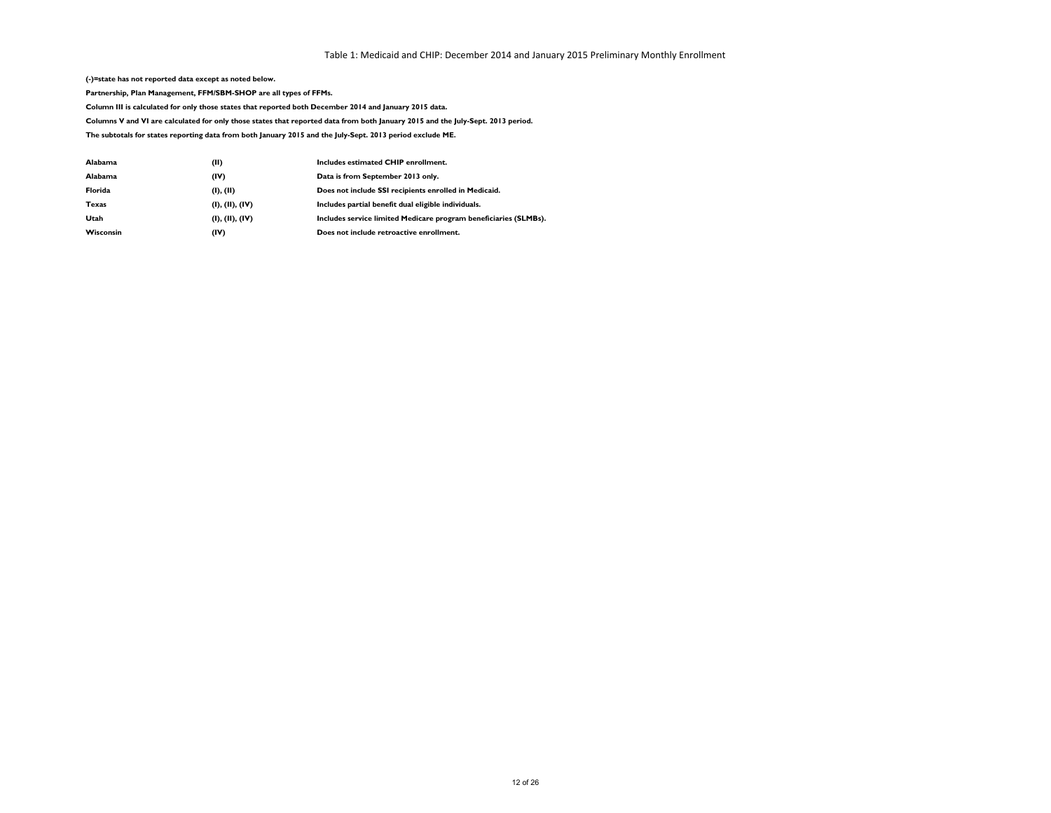Table 1: Medicaid and CHIP: December 2014 and January 2015 Preliminary Monthly Enrollment

**(-)=state has not reported data except as noted below.**

**Partnership, Plan Management, FFM/SBM-SHOP are all types of FFMs.**

**Column III is calculated for only those states that reported both December 2014 and January 2015 data.**

**Columns V and VI are calculated for only those states that reported data from both January 2015 and the July-Sept. 2013 period.**

**The subtotals for states reporting data from both January 2015 and the July-Sept. 2013 period exclude ME.**

| | | |
|---|---|---|
| **Alabama** | **(II)** | **Includes estimated CHIP enrollment.** |
| **Alabama** | **(IV)** | **Data is from September 2013 only.** |
| **Florida** | **(I), (II)** | **Does not include SSI recipients enrolled in Medicaid.** |
| **Texas** | **(I), (II), (IV)** | **Includes partial benefit dual eligible individuals.** |
| **Utah** | **(I), (II), (IV)** | **Includes service limited Medicare program beneficiaries (SLMBs).** |
| **Wisconsin** | **(IV)** | **Does not include retroactive enrollment.** |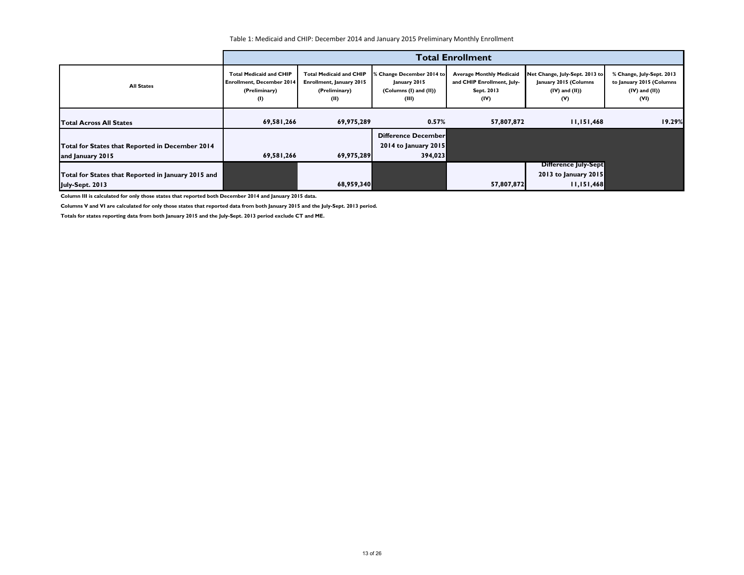Table 1: Medicaid and CHIP: December 2014 and January 2015 Preliminary Monthly Enrollment

| All States | Total Enrollment | | | | | |
|---|---|---|---|---|---|---|
| | Total Medicaid and CHIP Enrollment, December 2014 (Preliminary) (I) | Total Medicaid and CHIP Enrollment, January 2015 (Preliminary) (II) | % Change December 2014 to January 2015 (Columns (I) and (II)) (III) | Average Monthly Medicaid and CHIP Enrollment, July-Sept. 2013 (IV) | Net Change, July-Sept. 2013 to January 2015 (Columns (IV) and (II)) (V) | % Change, July-Sept. 2013 to January 2015 (Columns (IV) and (II)) (VI) |
| **Total Across All States** | **69,581,266** | **69,975,289** | **0.57%** | **57,807,872** | **11,151,468** | **19.29%** |
| **Total for States that Reported in December 2014 and January 2015** | **69,581,266** | **69,975,289** | **Difference December 2014 to January 2015 394,023** | | | |
| **Total for States that Reported in January 2015 and July-Sept. 2013** | | **68,959,340** | | **57,807,872** | **Difference July-Sept 2013 to January 2015 11,151,468** | |

**Column III is calculated for only those states that reported both December 2014 and January 2015 data.**

**Columns V and VI are calculated for only those states that reported data from both January 2015 and the July-Sept. 2013 period.**

**Totals for states reporting data from both January 2015 and the July-Sept. 2013 period exclude CT and ME.**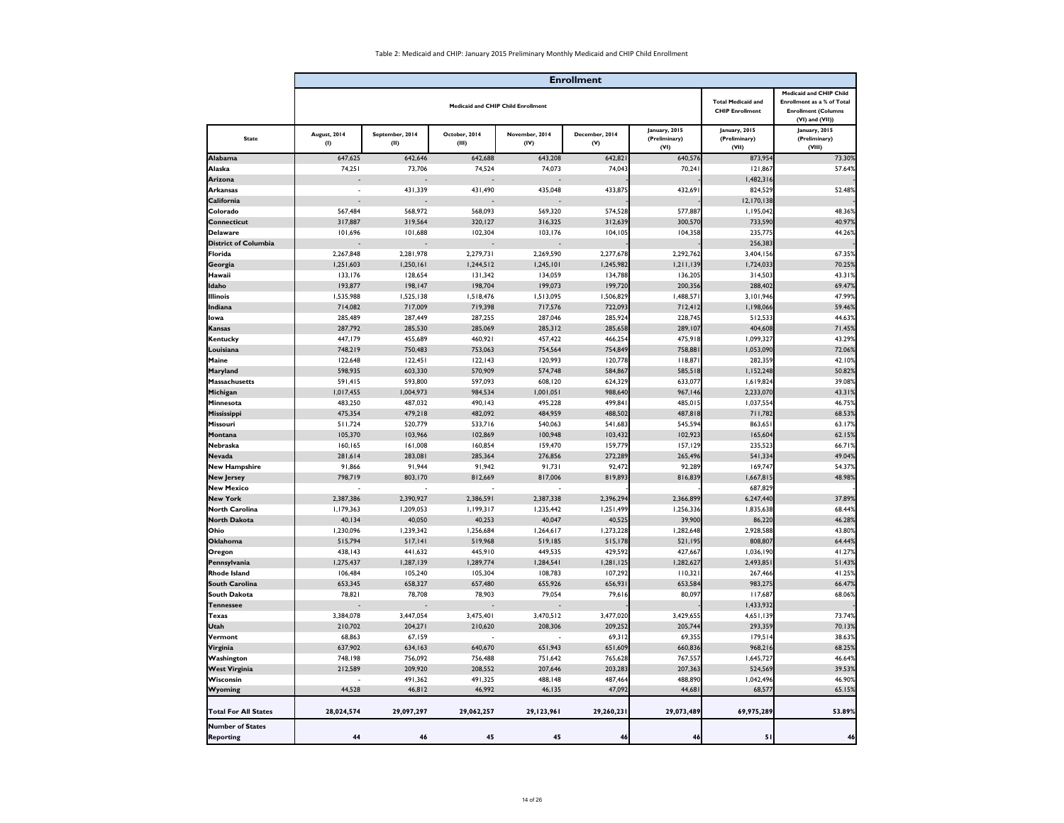Table 2: Medicaid and CHIP: January 2015 Preliminary Monthly Medicaid and CHIP Child Enrollment

| | Enrollment | | | | | | | |
|---|---|---|---|---|---|---|---|---|
| | Medicaid and CHIP Child Enrollment | | | | | | Total Medicaid and CHIP Enrollment | Medicaid and CHIP Child Enrollment as a % of Total Enrollment (Columns (VI) and (VII)) |
| State | August, 2014 (I) | September, 2014 (II) | October, 2014 (III) | November, 2014 (IV) | December, 2014 (V) | January, 2015 (Preliminary) (VI) | January, 2015 (Preliminary) (VII) | January, 2015 (Preliminary) (VIII) |
| Alabama | 647,625 | 642,646 | 642,688 | 643,208 | 642,821 | 640,576 | 873,954 | 73.30% |
| Alaska | 74,251 | 73,706 | 74,524 | 74,073 | 74,043 | 70,241 | 121,867 | 57.64% |
| Arizona | - | - | - | - | - | - | 1,482,316 | - |
| Arkansas | - | 431,339 | 431,490 | 435,048 | 433,875 | 432,691 | 824,529 | 52.48% |
| California | - | - | - | - | - | - | 12,170,138 | - |
| Colorado | 567,484 | 568,972 | 568,093 | 569,320 | 574,528 | 577,887 | 1,195,042 | 48.36% |
| Connecticut | 317,887 | 319,564 | 320,127 | 316,325 | 312,639 | 300,570 | 733,590 | 40.97% |
| Delaware | 101,696 | 101,688 | 102,304 | 103,176 | 104,105 | 104,358 | 235,775 | 44.26% |
| District of Columbia | - | - | - | - | - | - | 256,383 | - |
| Florida | 2,267,848 | 2,281,978 | 2,279,731 | 2,269,590 | 2,277,678 | 2,292,762 | 3,404,156 | 67.35% |
| Georgia | 1,251,603 | 1,250,161 | 1,244,512 | 1,245,101 | 1,245,982 | 1,211,139 | 1,724,033 | 70.25% |
| Hawaii | 133,176 | 128,654 | 131,342 | 134,059 | 134,788 | 136,205 | 314,503 | 43.31% |
| Idaho | 193,877 | 198,147 | 198,704 | 199,073 | 199,720 | 200,356 | 288,402 | 69.47% |
| Illinois | 1,535,988 | 1,525,138 | 1,518,476 | 1,513,095 | 1,506,829 | 1,488,571 | 3,101,946 | 47.99% |
| Indiana | 714,082 | 717,009 | 719,398 | 717,576 | 722,093 | 712,412 | 1,198,066 | 59.46% |
| Iowa | 285,489 | 287,449 | 287,255 | 287,046 | 285,924 | 228,745 | 512,533 | 44.63% |
| Kansas | 287,792 | 285,530 | 285,069 | 285,312 | 285,658 | 289,107 | 404,608 | 71.45% |
| Kentucky | 447,179 | 455,689 | 460,921 | 457,422 | 466,254 | 475,918 | 1,099,327 | 43.29% |
| Louisiana | 748,219 | 750,483 | 753,063 | 754,564 | 754,849 | 758,881 | 1,053,090 | 72.06% |
| Maine | 122,648 | 122,451 | 122,143 | 120,993 | 120,778 | 118,871 | 282,359 | 42.10% |
| Maryland | 598,935 | 603,330 | 570,909 | 574,748 | 584,867 | 585,518 | 1,152,248 | 50.82% |
| Massachusetts | 591,415 | 593,800 | 597,093 | 608,120 | 624,329 | 633,077 | 1,619,824 | 39.08% |
| Michigan | 1,017,455 | 1,004,973 | 984,534 | 1,001,051 | 988,640 | 967,146 | 2,233,070 | 43.31% |
| Minnesota | 483,250 | 487,032 | 490,143 | 495,228 | 499,841 | 485,015 | 1,037,554 | 46.75% |
| Mississippi | 475,354 | 479,218 | 482,092 | 484,959 | 488,502 | 487,818 | 711,782 | 68.53% |
| Missouri | 511,724 | 520,779 | 533,716 | 540,063 | 541,683 | 545,594 | 863,651 | 63.17% |
| Montana | 105,370 | 103,966 | 102,869 | 100,948 | 103,432 | 102,923 | 165,604 | 62.15% |
| Nebraska | 160,165 | 161,008 | 160,854 | 159,470 | 159,779 | 157,129 | 235,523 | 66.71% |
| Nevada | 281,614 | 283,081 | 285,364 | 276,856 | 272,289 | 265,496 | 541,334 | 49.04% |
| New Hampshire | 91,866 | 91,944 | 91,942 | 91,731 | 92,472 | 92,289 | 169,747 | 54.37% |
| New Jersey | 798,719 | 803,170 | 812,669 | 817,006 | 819,893 | 816,839 | 1,667,815 | 48.98% |
| New Mexico | - | - | - | - | - | - | 687,829 | - |
| New York | 2,387,386 | 2,390,927 | 2,386,591 | 2,387,338 | 2,396,294 | 2,366,899 | 6,247,440 | 37.89% |
| North Carolina | 1,179,363 | 1,209,053 | 1,199,317 | 1,235,442 | 1,251,499 | 1,256,336 | 1,835,638 | 68.44% |
| North Dakota | 40,134 | 40,050 | 40,253 | 40,047 | 40,525 | 39,900 | 86,220 | 46.28% |
| Ohio | 1,230,096 | 1,239,342 | 1,256,684 | 1,264,617 | 1,273,228 | 1,282,648 | 2,928,588 | 43.80% |
| Oklahoma | 515,794 | 517,141 | 519,968 | 519,185 | 515,178 | 521,195 | 808,807 | 64.44% |
| Oregon | 438,143 | 441,632 | 445,910 | 449,535 | 429,592 | 427,667 | 1,036,190 | 41.27% |
| Pennsylvania | 1,275,437 | 1,287,139 | 1,289,774 | 1,284,541 | 1,281,125 | 1,282,627 | 2,493,851 | 51.43% |
| Rhode Island | 106,484 | 105,240 | 105,304 | 108,783 | 107,292 | 110,321 | 267,466 | 41.25% |
| South Carolina | 653,345 | 658,327 | 657,480 | 655,926 | 656,931 | 653,584 | 983,275 | 66.47% |
| South Dakota | 78,821 | 78,708 | 78,903 | 79,054 | 79,616 | 80,097 | 117,687 | 68.06% |
| Tennessee | - | - | - | - | - | - | 1,433,932 | - |
| Texas | 3,384,078 | 3,447,054 | 3,475,401 | 3,470,512 | 3,477,020 | 3,429,655 | 4,651,139 | 73.74% |
| Utah | 210,702 | 204,271 | 210,620 | 208,306 | 209,252 | 205,744 | 293,359 | 70.13% |
| Vermont | 68,863 | 67,159 | - | - | 69,312 | 69,355 | 179,514 | 38.63% |
| Virginia | 637,902 | 634,163 | 640,670 | 651,943 | 651,609 | 660,836 | 968,216 | 68.25% |
| Washington | 748,198 | 756,092 | 756,488 | 751,642 | 765,628 | 767,557 | 1,645,727 | 46.64% |
| West Virginia | 212,589 | 209,920 | 208,552 | 207,646 | 203,283 | 207,363 | 524,569 | 39.53% |
| Wisconsin | - | 491,362 | 491,325 | 488,148 | 487,464 | 488,890 | 1,042,496 | 46.90% |
| Wyoming | 44,528 | 46,812 | 46,992 | 46,135 | 47,092 | 44,681 | 68,577 | 65.15% |
| **Total For All States** | **28,024,574** | **29,097,297** | **29,062,257** | **29,123,961** | **29,260,231** | **29,073,489** | **69,975,289** | **53.89%** |
| **Number of States Reporting** | **44** | **46** | **45** | **45** | **46** | **46** | **51** | **46** |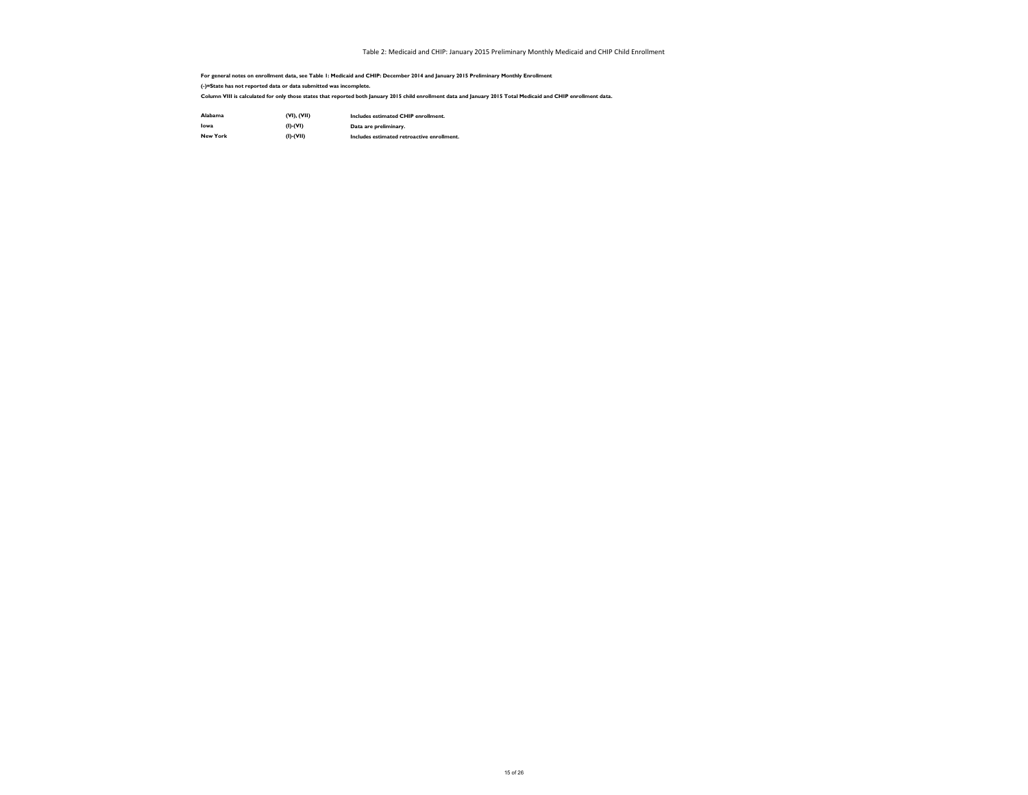Table 2: Medicaid and CHIP: January 2015 Preliminary Monthly Medicaid and CHIP Child Enrollment

**For general notes on enrollment data, see Table 1: Medicaid and CHIP: December 2014 and January 2015 Preliminary Monthly Enrollment**

**(-)=State has not reported data or data submitted was incomplete.**

**Column VIII is calculated for only those states that reported both January 2015 child enrollment data and January 2015 Total Medicaid and CHIP enrollment data.**

| | | |
|---|---|---|
| **Alabama** | **(VI), (VII)** | **Includes estimated CHIP enrollment.** |
| **Iowa** | **(I)-(VI)** | **Data are preliminary.** |
| **New York** | **(I)-(VII)** | **Includes estimated retroactive enrollment.** |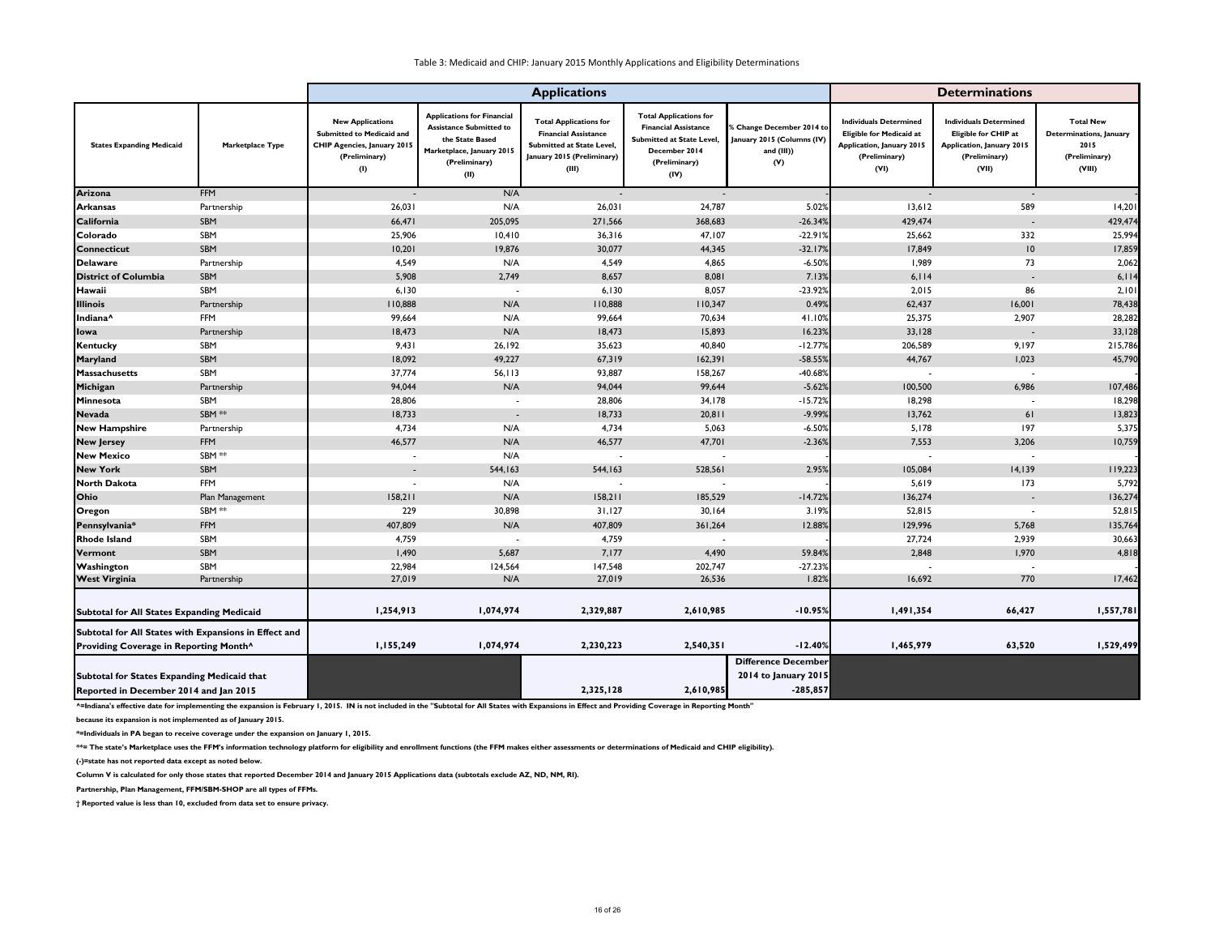Table 3: Medicaid and CHIP: January 2015 Monthly Applications and Eligibility Determinations

| | | Applications | | | | | Determinations | | |
|---|---|---|---|---|---|---|---|---|---|
| States Expanding Medicaid | Marketplace Type | New Applications Submitted to Medicaid and CHIP Agencies, January 2015 (Preliminary) (I) | Applications for Financial Assistance Submitted to the State Based Marketplace, January 2015 (Preliminary) (II) | Total Applications for Financial Assistance Submitted at State Level, January 2015 (Preliminary) (III) | Total Applications for Financial Assistance Submitted at State Level, December 2014 (Preliminary) (IV) | % Change December 2014 to January 2015 (Columns (IV) and (III)) (V) | Individuals Determined Eligible for Medicaid at Application, January 2015 (Preliminary) (VI) | Individuals Determined Eligible for CHIP at Application, January 2015 (Preliminary) (VII) | Total New Determinations, January 2015 (Preliminary) (VIII) |
| Arizona | FFM | - | N/A | - | - | - | - | - | - |
| Arkansas | Partnership | 26,031 | N/A | 26,031 | 24,787 | 5.02% | 13,612 | 589 | 14,201 |
| California | SBM | 66,471 | 205,095 | 271,566 | 368,683 | -26.34% | 429,474 | - | 429,474 |
| Colorado | SBM | 25,906 | 10,410 | 36,316 | 47,107 | -22.91% | 25,662 | 332 | 25,994 |
| Connecticut | SBM | 10,201 | 19,876 | 30,077 | 44,345 | -32.17% | 17,849 | 10 | 17,859 |
| Delaware | Partnership | 4,549 | N/A | 4,549 | 4,865 | -6.50% | 1,989 | 73 | 2,062 |
| District of Columbia | SBM | 5,908 | 2,749 | 8,657 | 8,081 | 7.13% | 6,114 | - | 6,114 |
| Hawaii | SBM | 6,130 | - | 6,130 | 8,057 | -23.92% | 2,015 | 86 | 2,101 |
| Illinois | Partnership | 110,888 | N/A | 110,888 | 110,347 | 0.49% | 62,437 | 16,001 | 78,438 |
| Indiana^ | FFM | 99,664 | N/A | 99,664 | 70,634 | 41.10% | 25,375 | 2,907 | 28,282 |
| Iowa | Partnership | 18,473 | N/A | 18,473 | 15,893 | 16.23% | 33,128 | - | 33,128 |
| Kentucky | SBM | 9,431 | 26,192 | 35,623 | 40,840 | -12.77% | 206,589 | 9,197 | 215,786 |
| Maryland | SBM | 18,092 | 49,227 | 67,319 | 162,391 | -58.55% | 44,767 | 1,023 | 45,790 |
| Massachusetts | SBM | 37,774 | 56,113 | 93,887 | 158,267 | -40.68% | - | - | - |
| Michigan | Partnership | 94,044 | N/A | 94,044 | 99,644 | -5.62% | 100,500 | 6,986 | 107,486 |
| Minnesota | SBM | 28,806 | - | 28,806 | 34,178 | -15.72% | 18,298 | - | 18,298 |
| Nevada | SBM ** | 18,733 | - | 18,733 | 20,811 | -9.99% | 13,762 | 61 | 13,823 |
| New Hampshire | Partnership | 4,734 | N/A | 4,734 | 5,063 | -6.50% | 5,178 | 197 | 5,375 |
| New Jersey | FFM | 46,577 | N/A | 46,577 | 47,701 | -2.36% | 7,553 | 3,206 | 10,759 |
| New Mexico | SBM ** | - | N/A | - | - | - | - | - | - |
| New York | SBM | - | 544,163 | 544,163 | 528,561 | 2.95% | 105,084 | 14,139 | 119,223 |
| North Dakota | FFM | - | N/A | - | - | - | 5,619 | 173 | 5,792 |
| Ohio | Plan Management | 158,211 | N/A | 158,211 | 185,529 | -14.72% | 136,274 | - | 136,274 |
| Oregon | SBM ** | 229 | 30,898 | 31,127 | 30,164 | 3.19% | 52,815 | - | 52,815 |
| Pennsylvania* | FFM | 407,809 | N/A | 407,809 | 361,264 | 12.88% | 129,996 | 5,768 | 135,764 |
| Rhode Island | SBM | 4,759 | - | 4,759 | - | - | 27,724 | 2,939 | 30,663 |
| Vermont | SBM | 1,490 | 5,687 | 7,177 | 4,490 | 59.84% | 2,848 | 1,970 | 4,818 |
| Washington | SBM | 22,984 | 124,564 | 147,548 | 202,747 | -27.23% | - | - | - |
| West Virginia | Partnership | 27,019 | N/A | 27,019 | 26,536 | 1.82% | 16,692 | 770 | 17,462 |
| **Subtotal for All States Expanding Medicaid** | | **1,254,913** | **1,074,974** | **2,329,887** | **2,610,985** | **-10.95%** | **1,491,354** | **66,427** | **1,557,781** |
| **Subtotal for All States with Expansions in Effect and Providing Coverage in Reporting Month^** | | **1,155,249** | **1,074,974** | **2,230,223** | **2,540,351** | **-12.40%** | **1,465,979** | **63,520** | **1,529,499** |
| **Subtotal for States Expanding Medicaid that Reported in December 2014 and Jan 2015** | | | | **2,325,128** | **2,610,985** | **Difference December 2014 to January 2015 -285,857** | | | |

**^=Indiana's effective date for implementing the expansion is February 1, 2015. IN is not included in the "Subtotal for All States with Expansions in Effect and Providing Coverage in Reporting Month" because its expansion is not implemented as of January 2015.**

**\*=Individuals in PA began to receive coverage under the expansion on January 1, 2015.**

**\*\*= The state's Marketplace uses the FFM's information technology platform for eligibility and enrollment functions (the FFM makes either assessments or determinations of Medicaid and CHIP eligibility).**

**(-)=state has not reported data except as noted below.**

**Column V is calculated for only those states that reported December 2014 and January 2015 Applications data (subtotals exclude AZ, ND, NM, RI).**

**Partnership, Plan Management, FFM/SBM-SHOP are all types of FFMs.**

**† Reported value is less than 10, excluded from data set to ensure privacy.**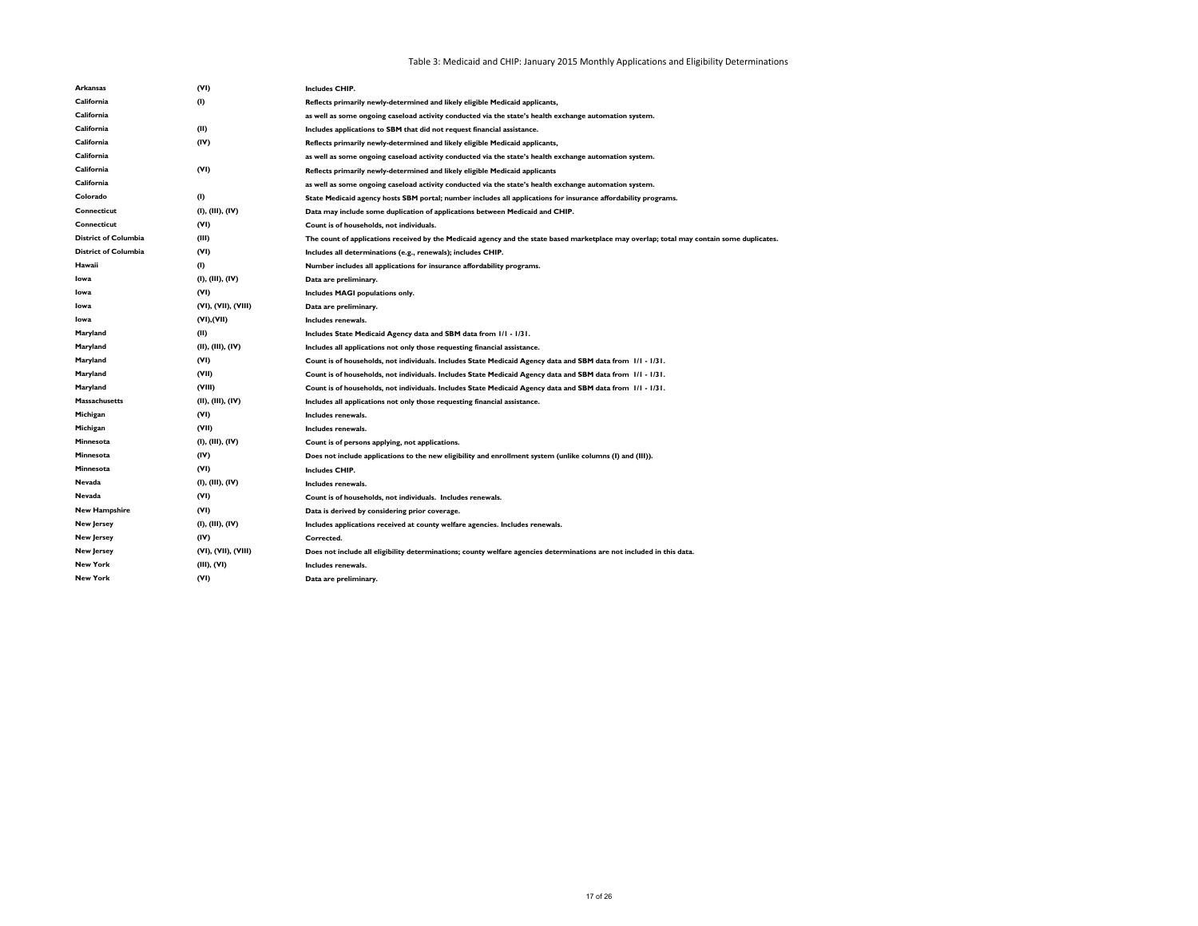Table 3: Medicaid and CHIP: January 2015 Monthly Applications and Eligibility Determinations

| State | Column(s) | Note |
|---|---|---|
| Arkansas | (VI) | Includes CHIP. |
| California | (I) | Reflects primarily newly-determined and likely eligible Medicaid applicants, |
| California | | as well as some ongoing caseload activity conducted via the state's health exchange automation system. |
| California | (II) | Includes applications to SBM that did not request financial assistance. |
| California | (IV) | Reflects primarily newly-determined and likely eligible Medicaid applicants, |
| California | | as well as some ongoing caseload activity conducted via the state's health exchange automation system. |
| California | (VI) | Reflects primarily newly-determined and likely eligible Medicaid applicants |
| California | | as well as some ongoing caseload activity conducted via the state's health exchange automation system. |
| Colorado | (I) | State Medicaid agency hosts SBM portal; number includes all applications for insurance affordability programs. |
| Connecticut | (I), (III), (IV) | Data may include some duplication of applications between Medicaid and CHIP. |
| Connecticut | (VI) | Count is of households, not individuals. |
| District of Columbia | (III) | The count of applications received by the Medicaid agency and the state based marketplace may overlap; total may contain some duplicates. |
| District of Columbia | (VI) | Includes all determinations (e.g., renewals); includes CHIP. |
| Hawaii | (I) | Number includes all applications for insurance affordability programs. |
| Iowa | (I), (III), (IV) | Data are preliminary. |
| Iowa | (VI) | Includes MAGI populations only. |
| Iowa | (VI), (VII), (VIII) | Data are preliminary. |
| Iowa | (VI),(VII) | Includes renewals. |
| Maryland | (II) | Includes State Medicaid Agency data and SBM data from 1/1 - 1/31. |
| Maryland | (II), (III), (IV) | Includes all applications not only those requesting financial assistance. |
| Maryland | (VI) | Count is of households, not individuals. Includes State Medicaid Agency data and SBM data from 1/1 - 1/31. |
| Maryland | (VII) | Count is of households, not individuals. Includes State Medicaid Agency data and SBM data from 1/1 - 1/31. |
| Maryland | (VIII) | Count is of households, not individuals. Includes State Medicaid Agency data and SBM data from 1/1 - 1/31. |
| Massachusetts | (II), (III), (IV) | Includes all applications not only those requesting financial assistance. |
| Michigan | (VI) | Includes renewals. |
| Michigan | (VII) | Includes renewals. |
| Minnesota | (I), (III), (IV) | Count is of persons applying, not applications. |
| Minnesota | (IV) | Does not include applications to the new eligibility and enrollment system (unlike columns (I) and (III)). |
| Minnesota | (VI) | Includes CHIP. |
| Nevada | (I), (III), (IV) | Includes renewals. |
| Nevada | (VI) | Count is of households, not individuals. Includes renewals. |
| New Hampshire | (VI) | Data is derived by considering prior coverage. |
| New Jersey | (I), (III), (IV) | Includes applications received at county welfare agencies. Includes renewals. |
| New Jersey | (IV) | Corrected. |
| New Jersey | (VI), (VII), (VIII) | Does not include all eligibility determinations; county welfare agencies determinations are not included in this data. |
| New York | (III), (VI) | Includes renewals. |
| New York | (VI) | Data are preliminary. |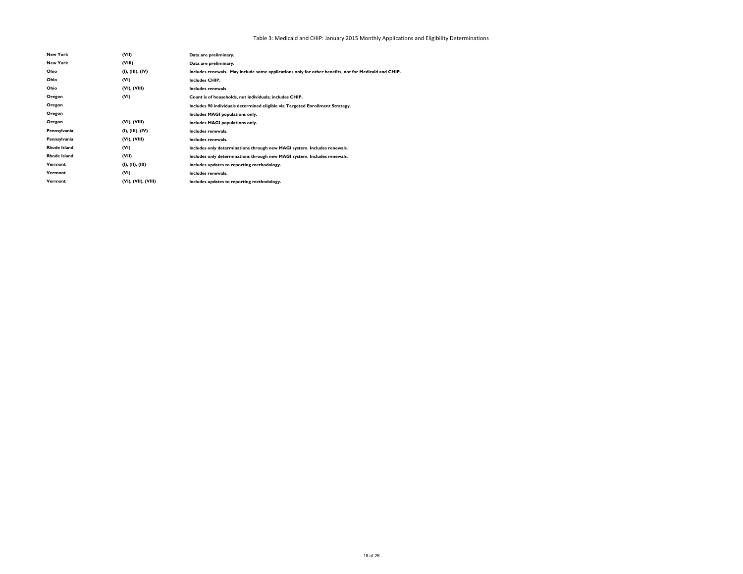Table 3: Medicaid and CHIP: January 2015 Monthly Applications and Eligibility Determinations

| | | |
|---|---|---|
| **New York** | **(VII)** | **Data are preliminary.** |
| **New York** | **(VIII)** | **Data are preliminary.** |
| **Ohio** | **(I), (III), (IV)** | **Includes renewals. May include some applications only for other benefits, not for Medicaid and CHIP.** |
| **Ohio** | **(VI)** | **Includes CHIP.** |
| **Ohio** | **(VI), (VIII)** | **Includes renewals** |
| **Oregon** | **(VI)** | **Count is of households, not individuals; includes CHIP.** |
| **Oregon** | | **Includes 90 individuals determined eligible via Targeted Enrollment Strategy.** |
| **Oregon** | | **Includes MAGI populations only.** |
| **Oregon** | **(VI), (VIII)** | **Includes MAGI populations only.** |
| **Pennsylvania** | **(I), (III), (IV)** | **Includes renewals.** |
| **Pennsylvania** | **(VI), (VIII)** | **Includes renewals.** |
| **Rhode Island** | **(VI)** | **Includes only determinations through new MAGI system. Includes renewals.** |
| **Rhode Island** | **(VII)** | **Includes only determinations through new MAGI system. Includes renewals.** |
| **Vermont** | **(I), (II), (III)** | **Includes updates to reporting methodology.** |
| **Vermont** | **(VI)** | **Includes renewals.** |
| **Vermont** | **(VI), (VII), (VIII)** | **Includes updates to reporting methodology.** |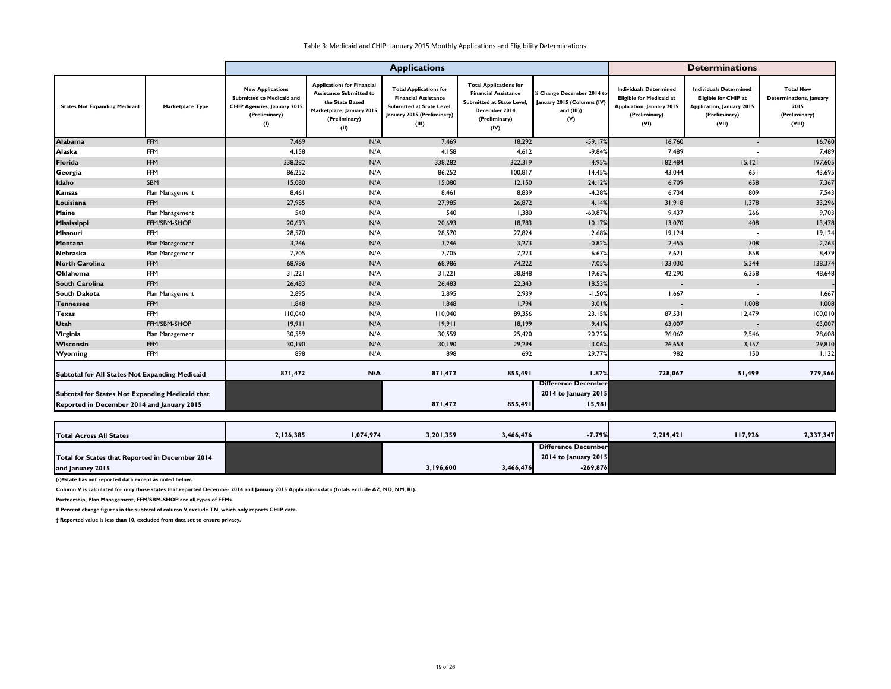Table 3: Medicaid and CHIP: January 2015 Monthly Applications and Eligibility Determinations

| | | Applications | | | | | Determinations | | |
|---|---|---|---|---|---|---|---|---|---|
| States Not Expanding Medicaid | Marketplace Type | New Applications Submitted to Medicaid and CHIP Agencies, January 2015 (Preliminary) (I) | Applications for Financial Assistance Submitted to the State Based Marketplace, January 2015 (Preliminary) (II) | Total Applications for Financial Assistance Submitted at State Level, January 2015 (Preliminary) (III) | Total Applications for Financial Assistance Submitted at State Level, December 2014 (Preliminary) (IV) | % Change December 2014 to January 2015 (Columns (IV) and (III)) (V) | Individuals Determined Eligible for Medicaid at Application, January 2015 (Preliminary) (VI) | Individuals Determined Eligible for CHIP at Application, January 2015 (Preliminary) (VII) | Total New Determinations, January 2015 (Preliminary) (VIII) |
| Alabama | FFM | 7,469 | N/A | 7,469 | 18,292 | -59.17% | 16,760 | - | 16,760 |
| Alaska | FFM | 4,158 | N/A | 4,158 | 4,612 | -9.84% | 7,489 | - | 7,489 |
| Florida | FFM | 338,282 | N/A | 338,282 | 322,319 | 4.95% | 182,484 | 15,121 | 197,605 |
| Georgia | FFM | 86,252 | N/A | 86,252 | 100,817 | -14.45% | 43,044 | 651 | 43,695 |
| Idaho | SBM | 15,080 | N/A | 15,080 | 12,150 | 24.12% | 6,709 | 658 | 7,367 |
| Kansas | Plan Management | 8,461 | N/A | 8,461 | 8,839 | -4.28% | 6,734 | 809 | 7,543 |
| Louisiana | FFM | 27,985 | N/A | 27,985 | 26,872 | 4.14% | 31,918 | 1,378 | 33,296 |
| Maine | Plan Management | 540 | N/A | 540 | 1,380 | -60.87% | 9,437 | 266 | 9,703 |
| Mississippi | FFM/SBM-SHOP | 20,693 | N/A | 20,693 | 18,783 | 10.17% | 13,070 | 408 | 13,478 |
| Missouri | FFM | 28,570 | N/A | 28,570 | 27,824 | 2.68% | 19,124 | - | 19,124 |
| Montana | Plan Management | 3,246 | N/A | 3,246 | 3,273 | -0.82% | 2,455 | 308 | 2,763 |
| Nebraska | Plan Management | 7,705 | N/A | 7,705 | 7,223 | 6.67% | 7,621 | 858 | 8,479 |
| North Carolina | FFM | 68,986 | N/A | 68,986 | 74,222 | -7.05% | 133,030 | 5,344 | 138,374 |
| Oklahoma | FFM | 31,221 | N/A | 31,221 | 38,848 | -19.63% | 42,290 | 6,358 | 48,648 |
| South Carolina | FFM | 26,483 | N/A | 26,483 | 22,343 | 18.53% | - | - | - |
| South Dakota | Plan Management | 2,895 | N/A | 2,895 | 2,939 | -1.50% | 1,667 | - | 1,667 |
| Tennessee | FFM | 1,848 | N/A | 1,848 | 1,794 | 3.01% | - | 1,008 | 1,008 |
| Texas | FFM | 110,040 | N/A | 110,040 | 89,356 | 23.15% | 87,531 | 12,479 | 100,010 |
| Utah | FFM/SBM-SHOP | 19,911 | N/A | 19,911 | 18,199 | 9.41% | 63,007 | - | 63,007 |
| Virginia | Plan Management | 30,559 | N/A | 30,559 | 25,420 | 20.22% | 26,062 | 2,546 | 28,608 |
| Wisconsin | FFM | 30,190 | N/A | 30,190 | 29,294 | 3.06% | 26,653 | 3,157 | 29,810 |
| Wyoming | FFM | 898 | N/A | 898 | 692 | 29.77% | 982 | 150 | 1,132 |
| **Subtotal for All States Not Expanding Medicaid** | | **871,472** | **N/A** | **871,472** | **855,491** | **1.87%** | **728,067** | **51,499** | **779,566** |
| **Subtotal for States Not Expanding Medicaid that Reported in December 2014 and January 2015** | | | | **871,472** | **855,491** | **Difference December 2014 to January 2015 15,981** | | | |
| **Total Across All States** | | **2,126,385** | **1,074,974** | **3,201,359** | **3,466,476** | **-7.79%** | **2,219,421** | **117,926** | **2,337,347** |
| **Total for States that Reported in December 2014 and January 2015** | | | | **3,196,600** | **3,466,476** | **Difference December 2014 to January 2015 -269,876** | | | |

**(-)=state has not reported data except as noted below.**

**Column V is calculated for only those states that reported December 2014 and January 2015 Applications data (totals exclude AZ, ND, NM, RI).**

**Partnership, Plan Management, FFM/SBM-SHOP are all types of FFMs.**

**# Percent change figures in the subtotal of column V exclude TN, which only reports CHIP data.**

**† Reported value is less than 10, excluded from data set to ensure privacy.**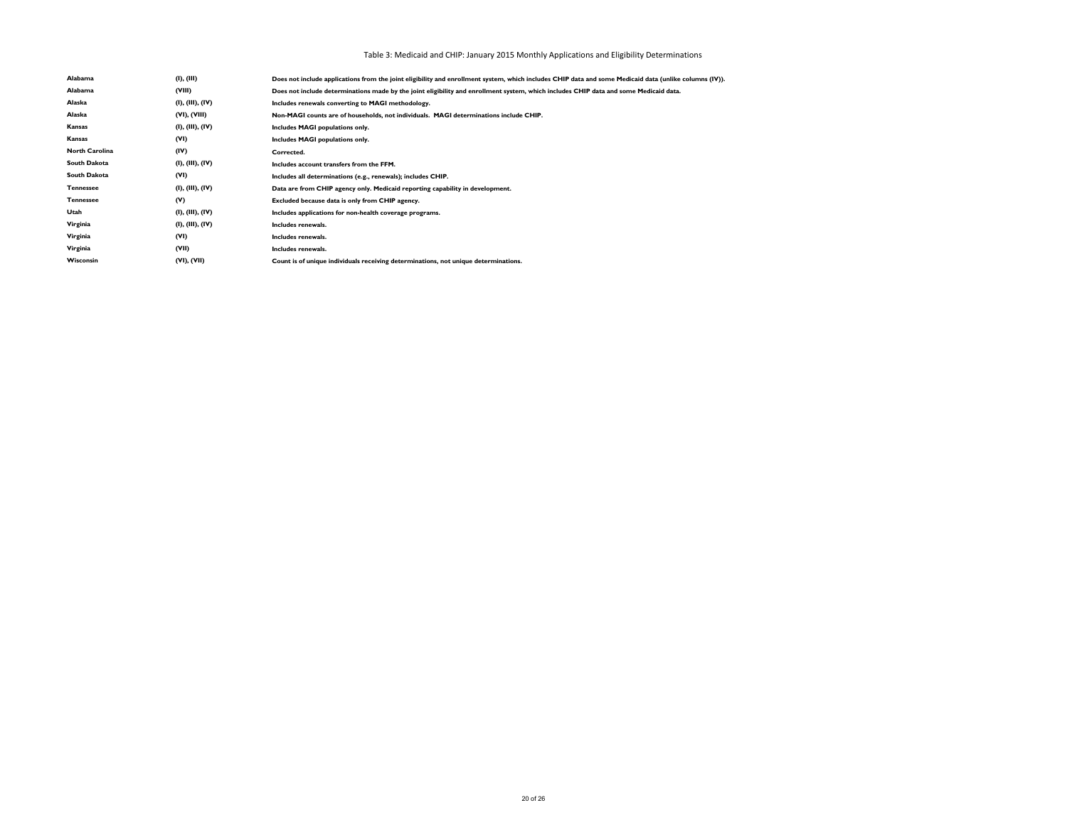Table 3: Medicaid and CHIP: January 2015 Monthly Applications and Eligibility Determinations

| State | Column(s) | Note |
|---|---|---|
| Alabama | (I), (III) | Does not include applications from the joint eligibility and enrollment system, which includes CHIP data and some Medicaid data (unlike columns (IV)). |
| Alabama | (VIII) | Does not include determinations made by the joint eligibility and enrollment system, which includes CHIP data and some Medicaid data. |
| Alaska | (I), (III), (IV) | Includes renewals converting to MAGI methodology. |
| Alaska | (VI), (VIII) | Non-MAGI counts are of households, not individuals. MAGI determinations include CHIP. |
| Kansas | (I), (III), (IV) | Includes MAGI populations only. |
| Kansas | (VI) | Includes MAGI populations only. |
| North Carolina | (IV) | Corrected. |
| South Dakota | (I), (III), (IV) | Includes account transfers from the FFM. |
| South Dakota | (VI) | Includes all determinations (e.g., renewals); includes CHIP. |
| Tennessee | (I), (III), (IV) | Data are from CHIP agency only. Medicaid reporting capability in development. |
| Tennessee | (V) | Excluded because data is only from CHIP agency. |
| Utah | (I), (III), (IV) | Includes applications for non-health coverage programs. |
| Virginia | (I), (III), (IV) | Includes renewals. |
| Virginia | (VI) | Includes renewals. |
| Virginia | (VII) | Includes renewals. |
| Wisconsin | (VI), (VII) | Count is of unique individuals receiving determinations, not unique determinations. |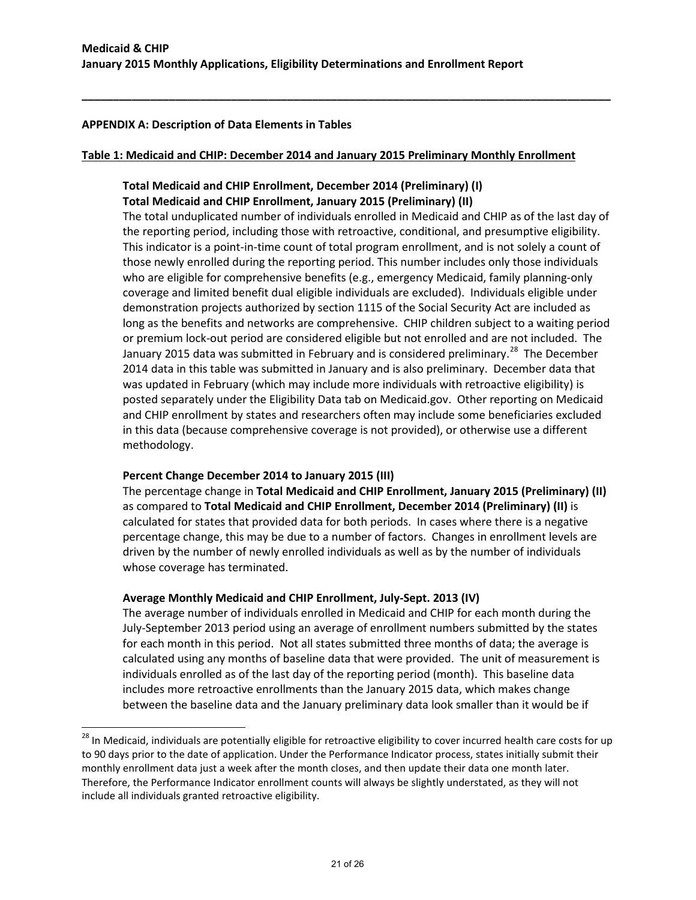## APPENDIX A: Description of Data Elements in Tables

### Table 1: Medicaid and CHIP: December 2014 and January 2015 Preliminary Monthly Enrollment

**Total Medicaid and CHIP Enrollment, December 2014 (Preliminary) (I)**
**Total Medicaid and CHIP Enrollment, January 2015 (Preliminary) (II)**

The total unduplicated number of individuals enrolled in Medicaid and CHIP as of the last day of the reporting period, including those with retroactive, conditional, and presumptive eligibility. This indicator is a point-in-time count of total program enrollment, and is not solely a count of those newly enrolled during the reporting period. This number includes only those individuals who are eligible for comprehensive benefits (e.g., emergency Medicaid, family planning-only coverage and limited benefit dual eligible individuals are excluded). Individuals eligible under demonstration projects authorized by section 1115 of the Social Security Act are included as long as the benefits and networks are comprehensive. CHIP children subject to a waiting period or premium lock-out period are considered eligible but not enrolled and are not included. The January 2015 data was submitted in February and is considered preliminary.[28] The December 2014 data in this table was submitted in January and is also preliminary. December data that was updated in February (which may include more individuals with retroactive eligibility) is posted separately under the Eligibility Data tab on Medicaid.gov. Other reporting on Medicaid and CHIP enrollment by states and researchers often may include some beneficiaries excluded in this data (because comprehensive coverage is not provided), or otherwise use a different methodology.

**Percent Change December 2014 to January 2015 (III)**

The percentage change in **Total Medicaid and CHIP Enrollment, January 2015 (Preliminary) (II)** as compared to **Total Medicaid and CHIP Enrollment, December 2014 (Preliminary) (II)** is calculated for states that provided data for both periods. In cases where there is a negative percentage change, this may be due to a number of factors. Changes in enrollment levels are driven by the number of newly enrolled individuals as well as by the number of individuals whose coverage has terminated.

**Average Monthly Medicaid and CHIP Enrollment, July-Sept. 2013 (IV)**

The average number of individuals enrolled in Medicaid and CHIP for each month during the July-September 2013 period using an average of enrollment numbers submitted by the states for each month in this period. Not all states submitted three months of data; the average is calculated using any months of baseline data that were provided. The unit of measurement is individuals enrolled as of the last day of the reporting period (month). This baseline data includes more retroactive enrollments than the January 2015 data, which makes change between the baseline data and the January preliminary data look smaller than it would be if

[28] In Medicaid, individuals are potentially eligible for retroactive eligibility to cover incurred health care costs for up to 90 days prior to the date of application. Under the Performance Indicator process, states initially submit their monthly enrollment data just a week after the month closes, and then update their data one month later. Therefore, the Performance Indicator enrollment counts will always be slightly understated, as they will not include all individuals granted retroactive eligibility.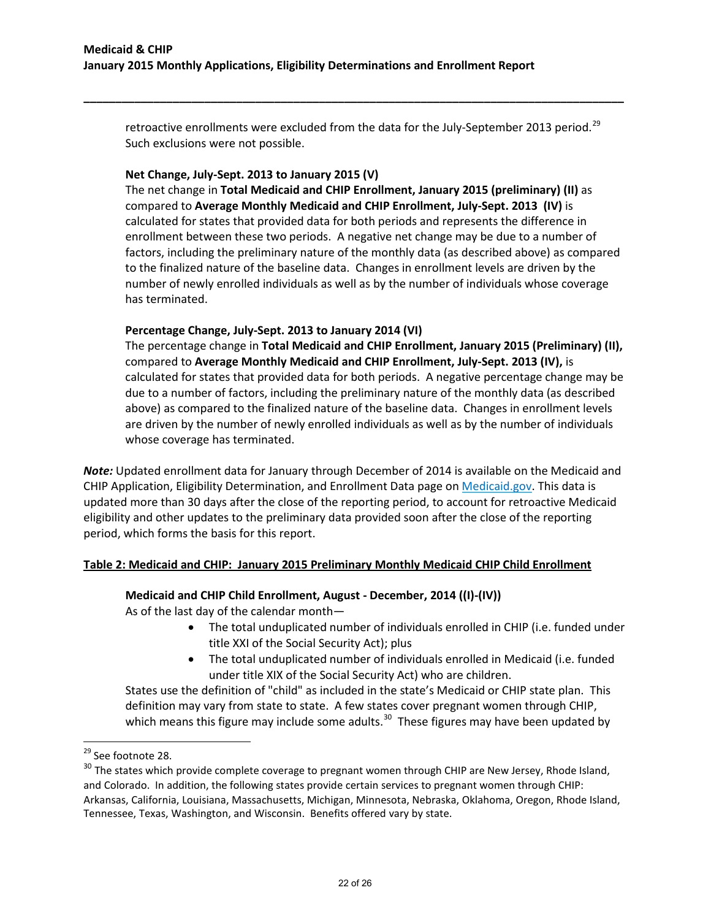retroactive enrollments were excluded from the data for the July-September 2013 period.[29] Such exclusions were not possible.

**Net Change, July-Sept. 2013 to January 2015 (V)**
The net change in **Total Medicaid and CHIP Enrollment, January 2015 (preliminary) (II)** as compared to **Average Monthly Medicaid and CHIP Enrollment, July-Sept. 2013 (IV)** is calculated for states that provided data for both periods and represents the difference in enrollment between these two periods. A negative net change may be due to a number of factors, including the preliminary nature of the monthly data (as described above) as compared to the finalized nature of the baseline data. Changes in enrollment levels are driven by the number of newly enrolled individuals as well as by the number of individuals whose coverage has terminated.

**Percentage Change, July-Sept. 2013 to January 2014 (VI)**
The percentage change in **Total Medicaid and CHIP Enrollment, January 2015 (Preliminary) (II),** compared to **Average Monthly Medicaid and CHIP Enrollment, July-Sept. 2013 (IV),** is calculated for states that provided data for both periods. A negative percentage change may be due to a number of factors, including the preliminary nature of the monthly data (as described above) as compared to the finalized nature of the baseline data. Changes in enrollment levels are driven by the number of newly enrolled individuals as well as by the number of individuals whose coverage has terminated.

***Note:*** Updated enrollment data for January through December of 2014 is available on the Medicaid and CHIP Application, Eligibility Determination, and Enrollment Data page on Medicaid.gov. This data is updated more than 30 days after the close of the reporting period, to account for retroactive Medicaid eligibility and other updates to the preliminary data provided soon after the close of the reporting period, which forms the basis for this report.

## Table 2: Medicaid and CHIP: January 2015 Preliminary Monthly Medicaid CHIP Child Enrollment

**Medicaid and CHIP Child Enrollment, August - December, 2014 ((I)-(IV))**
As of the last day of the calendar month—

- The total unduplicated number of individuals enrolled in CHIP (i.e. funded under title XXI of the Social Security Act); plus
- The total unduplicated number of individuals enrolled in Medicaid (i.e. funded under title XIX of the Social Security Act) who are children.

States use the definition of "child" as included in the state's Medicaid or CHIP state plan. This definition may vary from state to state. A few states cover pregnant women through CHIP, which means this figure may include some adults.[30] These figures may have been updated by

[29] See footnote 28.

[30] The states which provide complete coverage to pregnant women through CHIP are New Jersey, Rhode Island, and Colorado. In addition, the following states provide certain services to pregnant women through CHIP: Arkansas, California, Louisiana, Massachusetts, Michigan, Minnesota, Nebraska, Oklahoma, Oregon, Rhode Island, Tennessee, Texas, Washington, and Wisconsin. Benefits offered vary by state.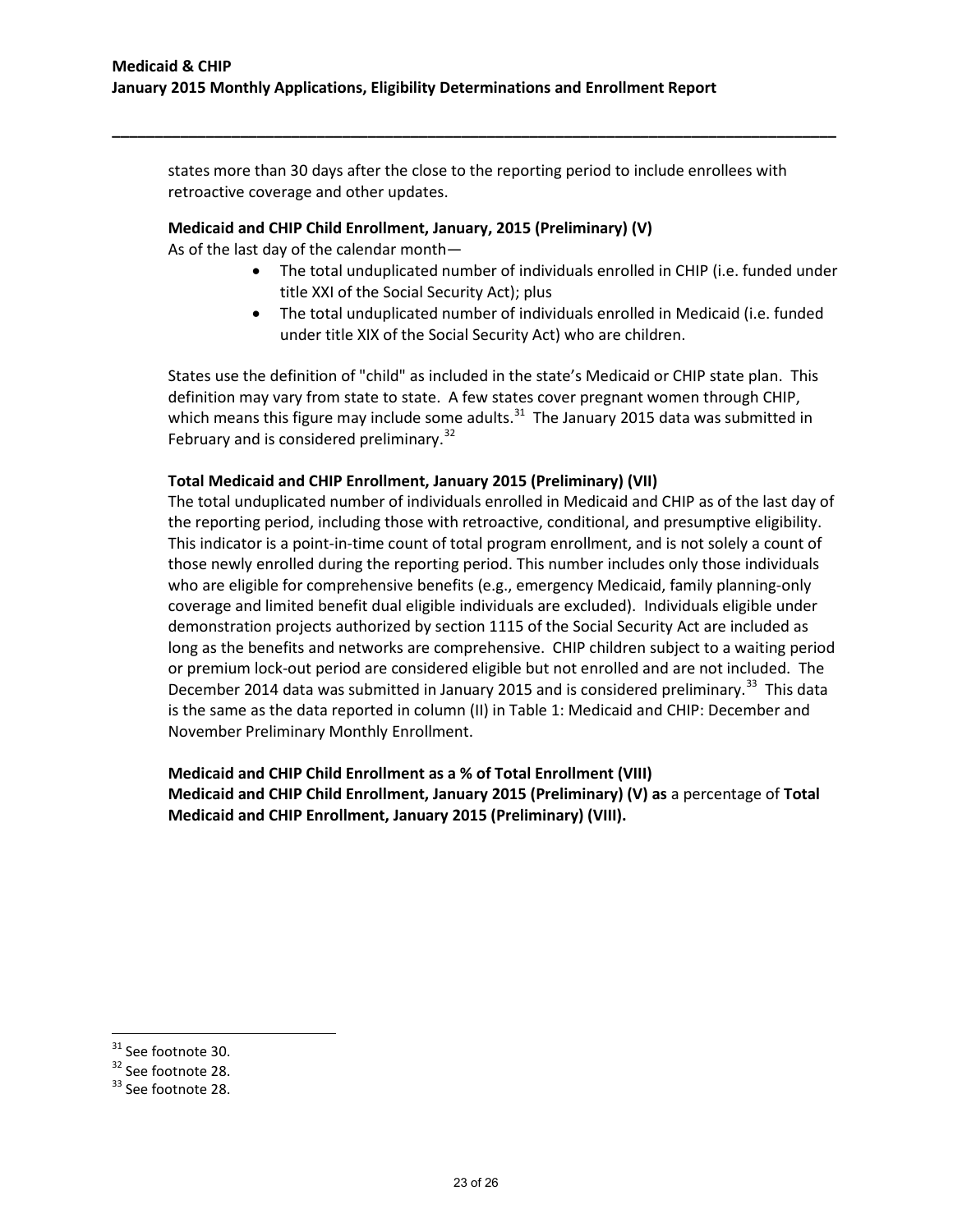states more than 30 days after the close to the reporting period to include enrollees with retroactive coverage and other updates.

**Medicaid and CHIP Child Enrollment, January, 2015 (Preliminary) (V)**

As of the last day of the calendar month—

- The total unduplicated number of individuals enrolled in CHIP (i.e. funded under title XXI of the Social Security Act); plus
- The total unduplicated number of individuals enrolled in Medicaid (i.e. funded under title XIX of the Social Security Act) who are children.

States use the definition of "child" as included in the state's Medicaid or CHIP state plan. This definition may vary from state to state. A few states cover pregnant women through CHIP, which means this figure may include some adults.[31] The January 2015 data was submitted in February and is considered preliminary.[32]

**Total Medicaid and CHIP Enrollment, January 2015 (Preliminary) (VII)**

The total unduplicated number of individuals enrolled in Medicaid and CHIP as of the last day of the reporting period, including those with retroactive, conditional, and presumptive eligibility. This indicator is a point-in-time count of total program enrollment, and is not solely a count of those newly enrolled during the reporting period. This number includes only those individuals who are eligible for comprehensive benefits (e.g., emergency Medicaid, family planning-only coverage and limited benefit dual eligible individuals are excluded). Individuals eligible under demonstration projects authorized by section 1115 of the Social Security Act are included as long as the benefits and networks are comprehensive. CHIP children subject to a waiting period or premium lock-out period are considered eligible but not enrolled and are not included. The December 2014 data was submitted in January 2015 and is considered preliminary.[33] This data is the same as the data reported in column (II) in Table 1: Medicaid and CHIP: December and November Preliminary Monthly Enrollment.

**Medicaid and CHIP Child Enrollment as a % of Total Enrollment (VIII)**

**Medicaid and CHIP Child Enrollment, January 2015 (Preliminary) (V) as** a percentage of **Total Medicaid and CHIP Enrollment, January 2015 (Preliminary) (VIII).**

---

[31] See footnote 30.

[32] See footnote 28.

[33] See footnote 28.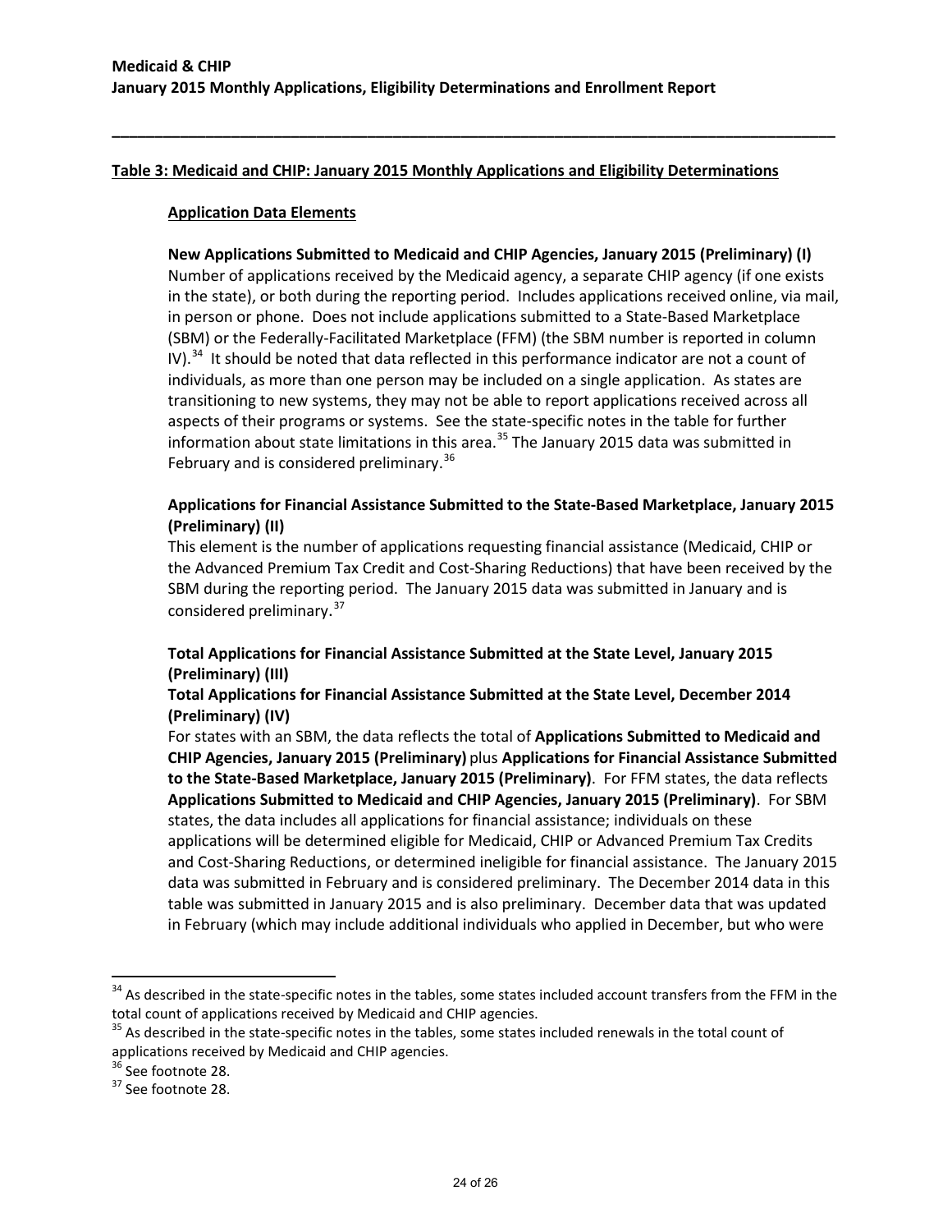**Table 3: Medicaid and CHIP: January 2015 Monthly Applications and Eligibility Determinations**

**Application Data Elements**

**New Applications Submitted to Medicaid and CHIP Agencies, January 2015 (Preliminary) (I)**
Number of applications received by the Medicaid agency, a separate CHIP agency (if one exists in the state), or both during the reporting period. Includes applications received online, via mail, in person or phone. Does not include applications submitted to a State-Based Marketplace (SBM) or the Federally-Facilitated Marketplace (FFM) (the SBM number is reported in column IV).[34] It should be noted that data reflected in this performance indicator are not a count of individuals, as more than one person may be included on a single application. As states are transitioning to new systems, they may not be able to report applications received across all aspects of their programs or systems. See the state-specific notes in the table for further information about state limitations in this area.[35] The January 2015 data was submitted in February and is considered preliminary.[36]

**Applications for Financial Assistance Submitted to the State-Based Marketplace, January 2015 (Preliminary) (II)**
This element is the number of applications requesting financial assistance (Medicaid, CHIP or the Advanced Premium Tax Credit and Cost-Sharing Reductions) that have been received by the SBM during the reporting period. The January 2015 data was submitted in January and is considered preliminary.[37]

**Total Applications for Financial Assistance Submitted at the State Level, January 2015 (Preliminary) (III)**
**Total Applications for Financial Assistance Submitted at the State Level, December 2014 (Preliminary) (IV)**
For states with an SBM, the data reflects the total of **Applications Submitted to Medicaid and CHIP Agencies, January 2015 (Preliminary)** plus **Applications for Financial Assistance Submitted to the State-Based Marketplace, January 2015 (Preliminary)**. For FFM states, the data reflects **Applications Submitted to Medicaid and CHIP Agencies, January 2015 (Preliminary)**. For SBM states, the data includes all applications for financial assistance; individuals on these applications will be determined eligible for Medicaid, CHIP or Advanced Premium Tax Credits and Cost-Sharing Reductions, or determined ineligible for financial assistance. The January 2015 data was submitted in February and is considered preliminary. The December 2014 data in this table was submitted in January 2015 and is also preliminary. December data that was updated in February (which may include additional individuals who applied in December, but who were

---

[34] As described in the state-specific notes in the tables, some states included account transfers from the FFM in the total count of applications received by Medicaid and CHIP agencies.

[35] As described in the state-specific notes in the tables, some states included renewals in the total count of applications received by Medicaid and CHIP agencies.

[36] See footnote 28.

[37] See footnote 28.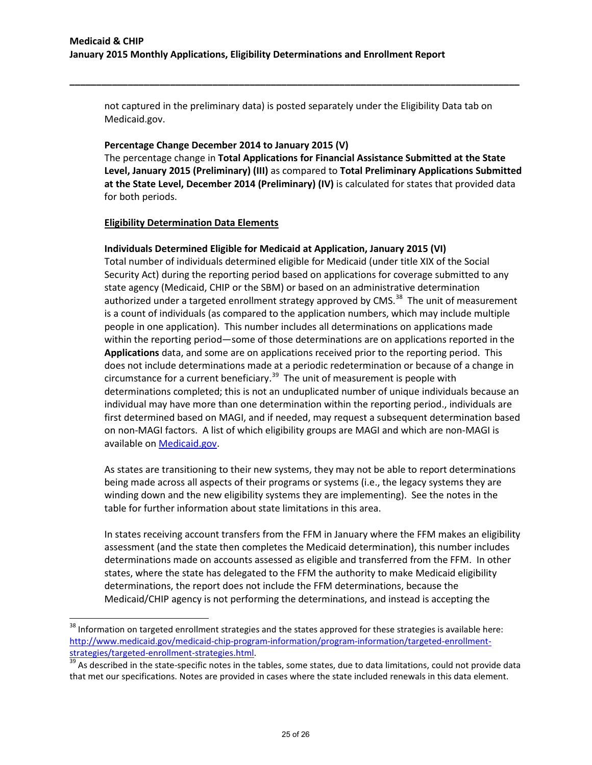not captured in the preliminary data) is posted separately under the Eligibility Data tab on Medicaid.gov.

**Percentage Change December 2014 to January 2015 (V)**

The percentage change in **Total Applications for Financial Assistance Submitted at the State Level, January 2015 (Preliminary) (III)** as compared to **Total Preliminary Applications Submitted at the State Level, December 2014 (Preliminary) (IV)** is calculated for states that provided data for both periods.

**Eligibility Determination Data Elements**

**Individuals Determined Eligible for Medicaid at Application, January 2015 (VI)**

Total number of individuals determined eligible for Medicaid (under title XIX of the Social Security Act) during the reporting period based on applications for coverage submitted to any state agency (Medicaid, CHIP or the SBM) or based on an administrative determination authorized under a targeted enrollment strategy approved by CMS.[38] The unit of measurement is a count of individuals (as compared to the application numbers, which may include multiple people in one application). This number includes all determinations on applications made within the reporting period—some of those determinations are on applications reported in the **Applications** data, and some are on applications received prior to the reporting period. This does not include determinations made at a periodic redetermination or because of a change in circumstance for a current beneficiary.[39] The unit of measurement is people with determinations completed; this is not an unduplicated number of unique individuals because an individual may have more than one determination within the reporting period., individuals are first determined based on MAGI, and if needed, may request a subsequent determination based on non-MAGI factors. A list of which eligibility groups are MAGI and which are non-MAGI is available on [Medicaid.gov](Medicaid.gov).

As states are transitioning to their new systems, they may not be able to report determinations being made across all aspects of their programs or systems (i.e., the legacy systems they are winding down and the new eligibility systems they are implementing). See the notes in the table for further information about state limitations in this area.

In states receiving account transfers from the FFM in January where the FFM makes an eligibility assessment (and the state then completes the Medicaid determination), this number includes determinations made on accounts assessed as eligible and transferred from the FFM. In other states, where the state has delegated to the FFM the authority to make Medicaid eligibility determinations, the report does not include the FFM determinations, because the Medicaid/CHIP agency is not performing the determinations, and instead is accepting the

---

[38] Information on targeted enrollment strategies and the states approved for these strategies is available here: http://www.medicaid.gov/medicaid-chip-program-information/program-information/targeted-enrollment-strategies/targeted-enrollment-strategies.html.

[39] As described in the state-specific notes in the tables, some states, due to data limitations, could not provide data that met our specifications. Notes are provided in cases where the state included renewals in this data element.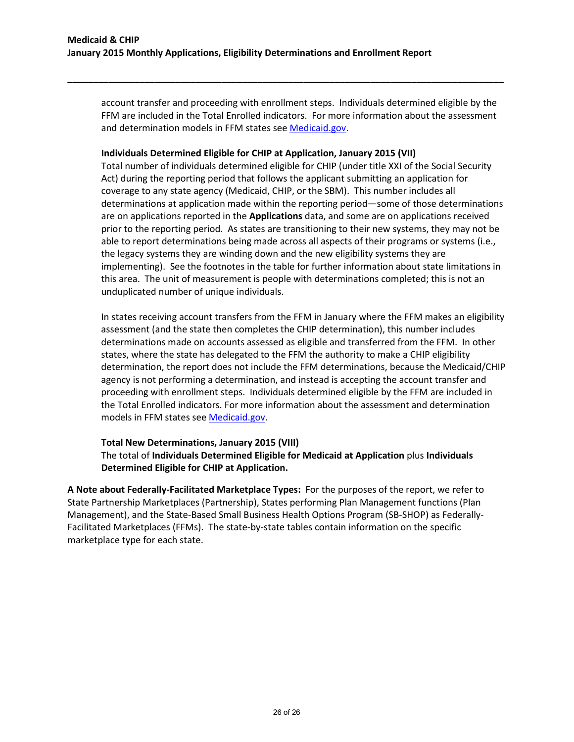account transfer and proceeding with enrollment steps. Individuals determined eligible by the FFM are included in the Total Enrolled indicators. For more information about the assessment and determination models in FFM states see [Medicaid.gov](Medicaid.gov).

**Individuals Determined Eligible for CHIP at Application, January 2015 (VII)**

Total number of individuals determined eligible for CHIP (under title XXI of the Social Security Act) during the reporting period that follows the applicant submitting an application for coverage to any state agency (Medicaid, CHIP, or the SBM). This number includes all determinations at application made within the reporting period—some of those determinations are on applications reported in the **Applications** data, and some are on applications received prior to the reporting period. As states are transitioning to their new systems, they may not be able to report determinations being made across all aspects of their programs or systems (i.e., the legacy systems they are winding down and the new eligibility systems they are implementing). See the footnotes in the table for further information about state limitations in this area. The unit of measurement is people with determinations completed; this is not an unduplicated number of unique individuals.

In states receiving account transfers from the FFM in January where the FFM makes an eligibility assessment (and the state then completes the CHIP determination), this number includes determinations made on accounts assessed as eligible and transferred from the FFM. In other states, where the state has delegated to the FFM the authority to make a CHIP eligibility determination, the report does not include the FFM determinations, because the Medicaid/CHIP agency is not performing a determination, and instead is accepting the account transfer and proceeding with enrollment steps. Individuals determined eligible by the FFM are included in the Total Enrolled indicators. For more information about the assessment and determination models in FFM states see [Medicaid.gov](Medicaid.gov).

**Total New Determinations, January 2015 (VIII)**

The total of **Individuals Determined Eligible for Medicaid at Application** plus **Individuals Determined Eligible for CHIP at Application.**

**A Note about Federally-Facilitated Marketplace Types:** For the purposes of the report, we refer to State Partnership Marketplaces (Partnership), States performing Plan Management functions (Plan Management), and the State-Based Small Business Health Options Program (SB-SHOP) as Federally-Facilitated Marketplaces (FFMs). The state-by-state tables contain information on the specific marketplace type for each state.